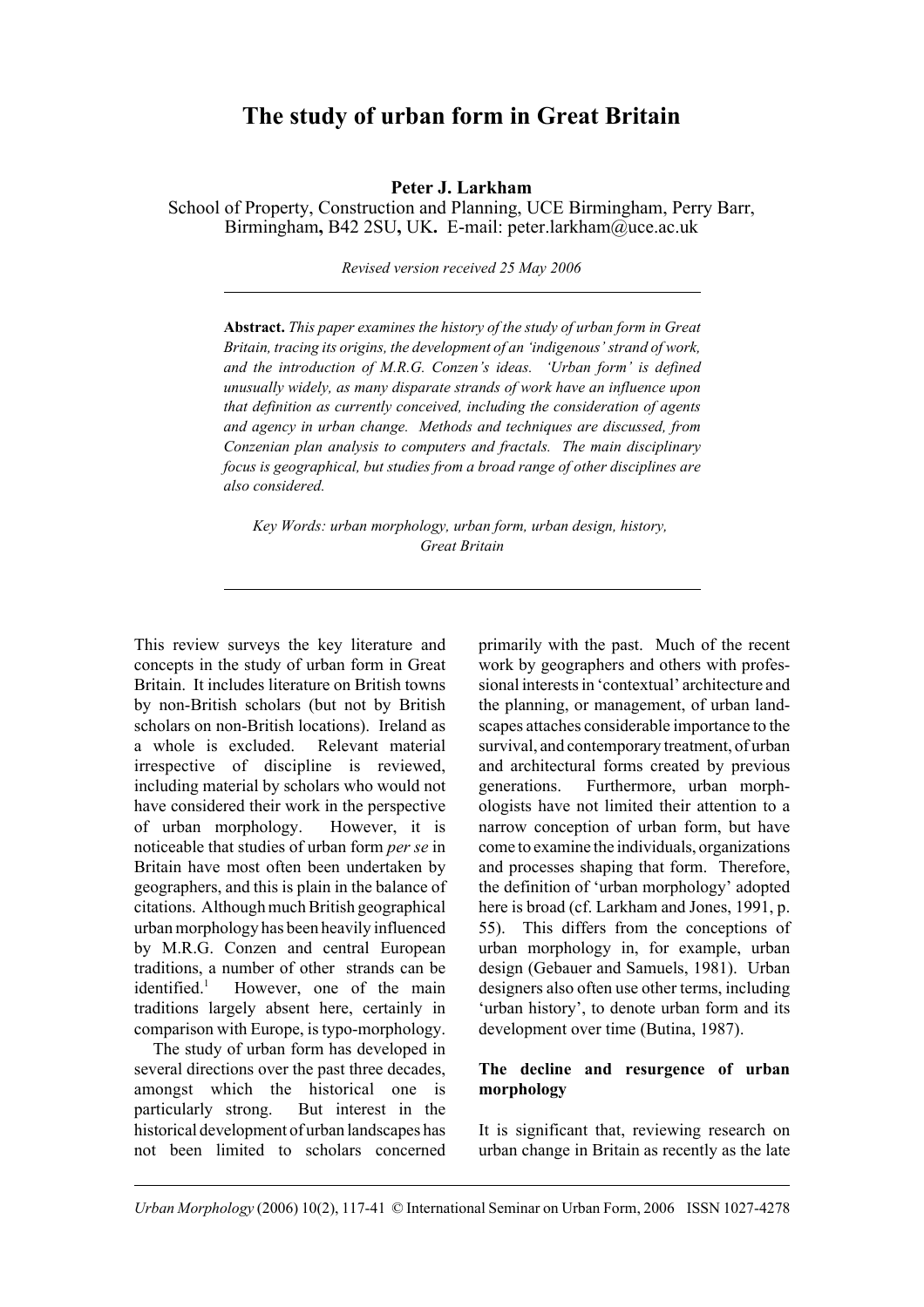# The study of urban form in Great Britain

**Peter J. Larkham**

School of Property, Construction and Planning, UCE Birmingham, Perry Barr, Birmingham, B42 2SU, UK. E-mail: peter.larkham@uce.ac.uk

*Revised version received 25 May 2006*

---

**Abstract.** *This paper examines the history of the study of urban form in Great Britain, tracing its origins, the development of an 'indigenous' strand of work, and the introduction of M.R.G. Conzen's ideas. 'Urban form' is defined unusually widely, as many disparate strands of work have an influence upon that definition as currently conceived, including the consideration of agents and agency in urban change. Methods and techniques are discussed, from Conzenian plan analysis to computers and fractals. The main disciplinary focus is geographical, but studies from a broad range of other disciplines are also considered.*

*Key Words: urban morphology, urban form, urban design, history, Great Britain*

---

This review surveys the key literature and concepts in the study of urban form in Great Britain. It includes literature on British towns by non-British scholars (but not by British scholars on non-British locations). Ireland as a whole is excluded. Relevant material irrespective of discipline is reviewed, including material by scholars who would not have considered their work in the perspective of urban morphology. However, it is noticeable that studies of urban form *per se* in Britain have most often been undertaken by geographers, and this is plain in the balance of citations. Although much British geographical urban morphology has been heavily influenced by M.R.G. Conzen and central European traditions, a number of other strands can be identified.[1] However, one of the main traditions largely absent here, certainly in comparison with Europe, is typo-morphology.

The study of urban form has developed in several directions over the past three decades, amongst which the historical one is particularly strong. But interest in the historical development of urban landscapes has not been limited to scholars concerned primarily with the past. Much of the recent work by geographers and others with professional interests in 'contextual' architecture and the planning, or management, of urban landscapes attaches considerable importance to the survival, and contemporary treatment, of urban and architectural forms created by previous generations. Furthermore, urban morphologists have not limited their attention to a narrow conception of urban form, but have come to examine the individuals, organizations and processes shaping that form. Therefore, the definition of 'urban morphology' adopted here is broad (cf. Larkham and Jones, 1991, p. 55). This differs from the conceptions of urban morphology in, for example, urban design (Gebauer and Samuels, 1981). Urban designers also often use other terms, including 'urban history', to denote urban form and its development over time (Butina, 1987).

## The decline and resurgence of urban morphology

It is significant that, reviewing research on urban change in Britain as recently as the late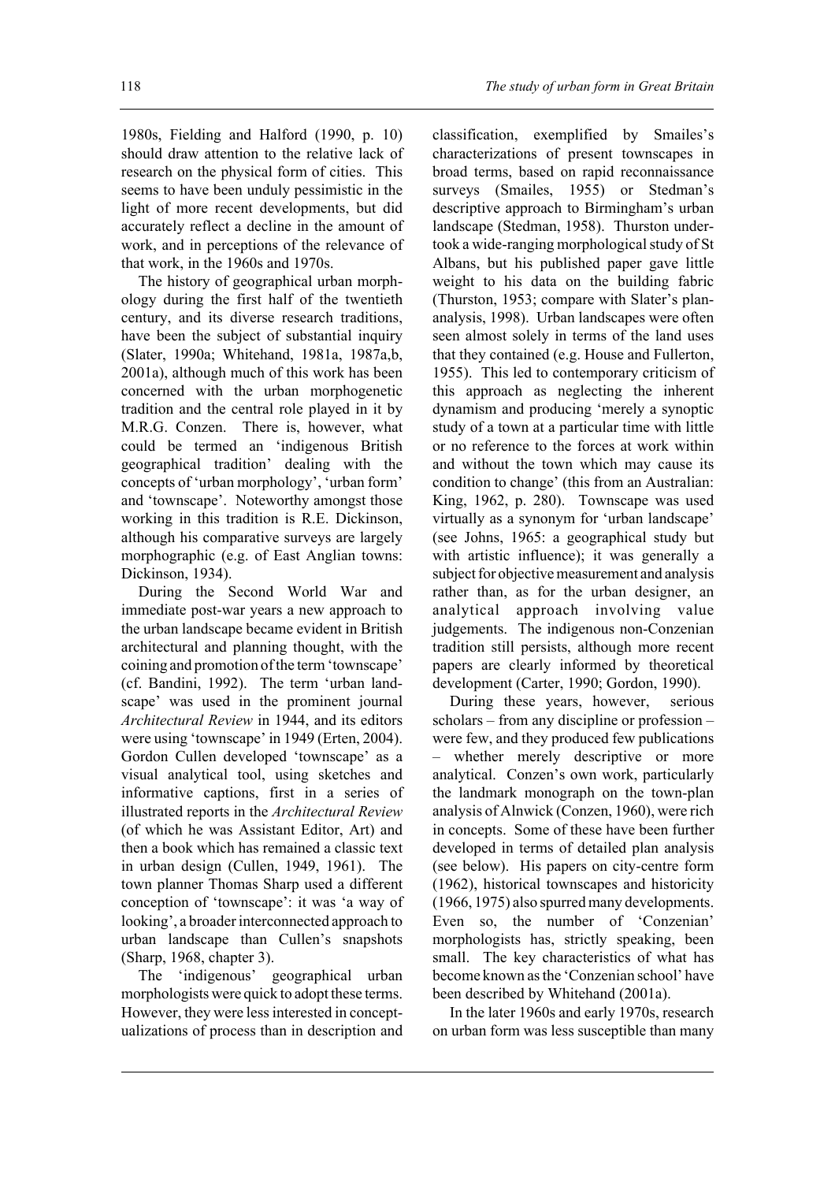1980s, Fielding and Halford (1990, p. 10) should draw attention to the relative lack of research on the physical form of cities. This seems to have been unduly pessimistic in the light of more recent developments, but did accurately reflect a decline in the amount of work, and in perceptions of the relevance of that work, in the 1960s and 1970s.

The history of geographical urban morphology during the first half of the twentieth century, and its diverse research traditions, have been the subject of substantial inquiry (Slater, 1990a; Whitehand, 1981a, 1987a,b, 2001a), although much of this work has been concerned with the urban morphogenetic tradition and the central role played in it by M.R.G. Conzen. There is, however, what could be termed an 'indigenous British geographical tradition' dealing with the concepts of 'urban morphology', 'urban form' and 'townscape'. Noteworthy amongst those working in this tradition is R.E. Dickinson, although his comparative surveys are largely morphographic (e.g. of East Anglian towns: Dickinson, 1934).

During the Second World War and immediate post-war years a new approach to the urban landscape became evident in British architectural and planning thought, with the coining and promotion of the term 'townscape' (cf. Bandini, 1992). The term 'urban landscape' was used in the prominent journal *Architectural Review* in 1944, and its editors were using 'townscape' in 1949 (Erten, 2004). Gordon Cullen developed 'townscape' as a visual analytical tool, using sketches and informative captions, first in a series of illustrated reports in the *Architectural Review* (of which he was Assistant Editor, Art) and then a book which has remained a classic text in urban design (Cullen, 1949, 1961). The town planner Thomas Sharp used a different conception of 'townscape': it was 'a way of looking', a broader interconnected approach to urban landscape than Cullen's snapshots (Sharp, 1968, chapter 3).

The 'indigenous' geographical urban morphologists were quick to adopt these terms. However, they were less interested in conceptualizations of process than in description and classification, exemplified by Smailes's characterizations of present townscapes in broad terms, based on rapid reconnaissance surveys (Smailes, 1955) or Stedman's descriptive approach to Birmingham's urban landscape (Stedman, 1958). Thurston undertook a wide-ranging morphological study of St Albans, but his published paper gave little weight to his data on the building fabric (Thurston, 1953; compare with Slater's plan-analysis, 1998). Urban landscapes were often seen almost solely in terms of the land uses that they contained (e.g. House and Fullerton, 1955). This led to contemporary criticism of this approach as neglecting the inherent dynamism and producing 'merely a synoptic study of a town at a particular time with little or no reference to the forces at work within and without the town which may cause its condition to change' (this from an Australian: King, 1962, p. 280). Townscape was used virtually as a synonym for 'urban landscape' (see Johns, 1965: a geographical study but with artistic influence); it was generally a subject for objective measurement and analysis rather than, as for the urban designer, an analytical approach involving value judgements. The indigenous non-Conzenian tradition still persists, although more recent papers are clearly informed by theoretical development (Carter, 1990; Gordon, 1990).

During these years, however, serious scholars – from any discipline or profession – were few, and they produced few publications – whether merely descriptive or more analytical. Conzen's own work, particularly the landmark monograph on the town-plan analysis of Alnwick (Conzen, 1960), were rich in concepts. Some of these have been further developed in terms of detailed plan analysis (see below). His papers on city-centre form (1962), historical townscapes and historicity (1966, 1975) also spurred many developments. Even so, the number of 'Conzenian' morphologists has, strictly speaking, been small. The key characteristics of what has become known as the 'Conzenian school' have been described by Whitehand (2001a).

In the later 1960s and early 1970s, research on urban form was less susceptible than many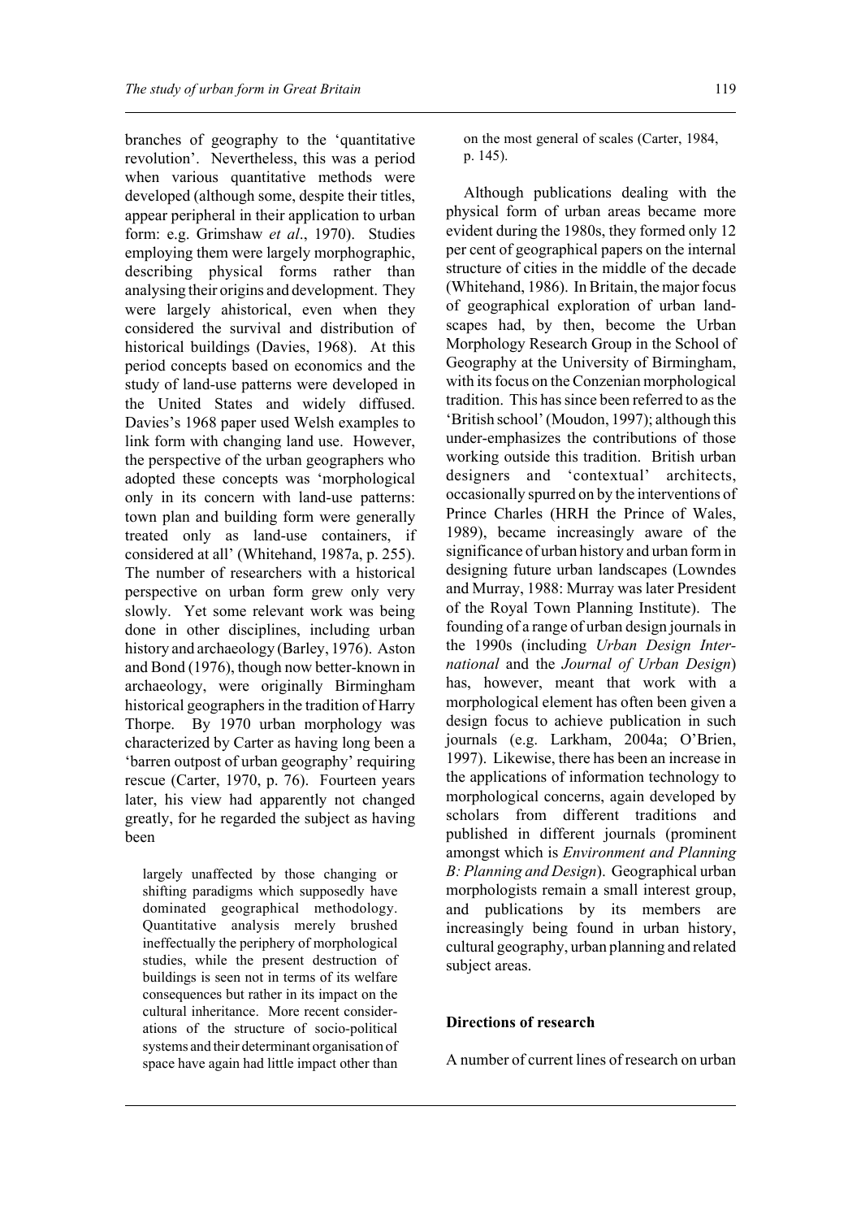branches of geography to the 'quantitative revolution'. Nevertheless, this was a period when various quantitative methods were developed (although some, despite their titles, appear peripheral in their application to urban form: e.g. Grimshaw *et al*., 1970). Studies employing them were largely morphographic, describing physical forms rather than analysing their origins and development. They were largely ahistorical, even when they considered the survival and distribution of historical buildings (Davies, 1968). At this period concepts based on economics and the study of land-use patterns were developed in the United States and widely diffused. Davies's 1968 paper used Welsh examples to link form with changing land use. However, the perspective of the urban geographers who adopted these concepts was 'morphological only in its concern with land-use patterns: town plan and building form were generally treated only as land-use containers, if considered at all' (Whitehand, 1987a, p. 255). The number of researchers with a historical perspective on urban form grew only very slowly. Yet some relevant work was being done in other disciplines, including urban history and archaeology (Barley, 1976). Aston and Bond (1976), though now better-known in archaeology, were originally Birmingham historical geographers in the tradition of Harry Thorpe. By 1970 urban morphology was characterized by Carter as having long been a 'barren outpost of urban geography' requiring rescue (Carter, 1970, p. 76). Fourteen years later, his view had apparently not changed greatly, for he regarded the subject as having been

> largely unaffected by those changing or shifting paradigms which supposedly have dominated geographical methodology. Quantitative analysis merely brushed ineffectually the periphery of morphological studies, while the present destruction of buildings is seen not in terms of its welfare consequences but rather in its impact on the cultural inheritance. More recent considerations of the structure of socio-political systems and their determinant organisation of space have again had little impact other than on the most general of scales (Carter, 1984, p. 145).

Although publications dealing with the physical form of urban areas became more evident during the 1980s, they formed only 12 per cent of geographical papers on the internal structure of cities in the middle of the decade (Whitehand, 1986). In Britain, the major focus of geographical exploration of urban landscapes had, by then, become the Urban Morphology Research Group in the School of Geography at the University of Birmingham, with its focus on the Conzenian morphological tradition. This has since been referred to as the 'British school' (Moudon, 1997); although this under-emphasizes the contributions of those working outside this tradition. British urban designers and 'contextual' architects, occasionally spurred on by the interventions of Prince Charles (HRH the Prince of Wales, 1989), became increasingly aware of the significance of urban history and urban form in designing future urban landscapes (Lowndes and Murray, 1988: Murray was later President of the Royal Town Planning Institute). The founding of a range of urban design journals in the 1990s (including *Urban Design International* and the *Journal of Urban Design*) has, however, meant that work with a morphological element has often been given a design focus to achieve publication in such journals (e.g. Larkham, 2004a; O'Brien, 1997). Likewise, there has been an increase in the applications of information technology to morphological concerns, again developed by scholars from different traditions and published in different journals (prominent amongst which is *Environment and Planning B: Planning and Design*). Geographical urban morphologists remain a small interest group, and publications by its members are increasingly being found in urban history, cultural geography, urban planning and related subject areas.

## Directions of research

A number of current lines of research on urban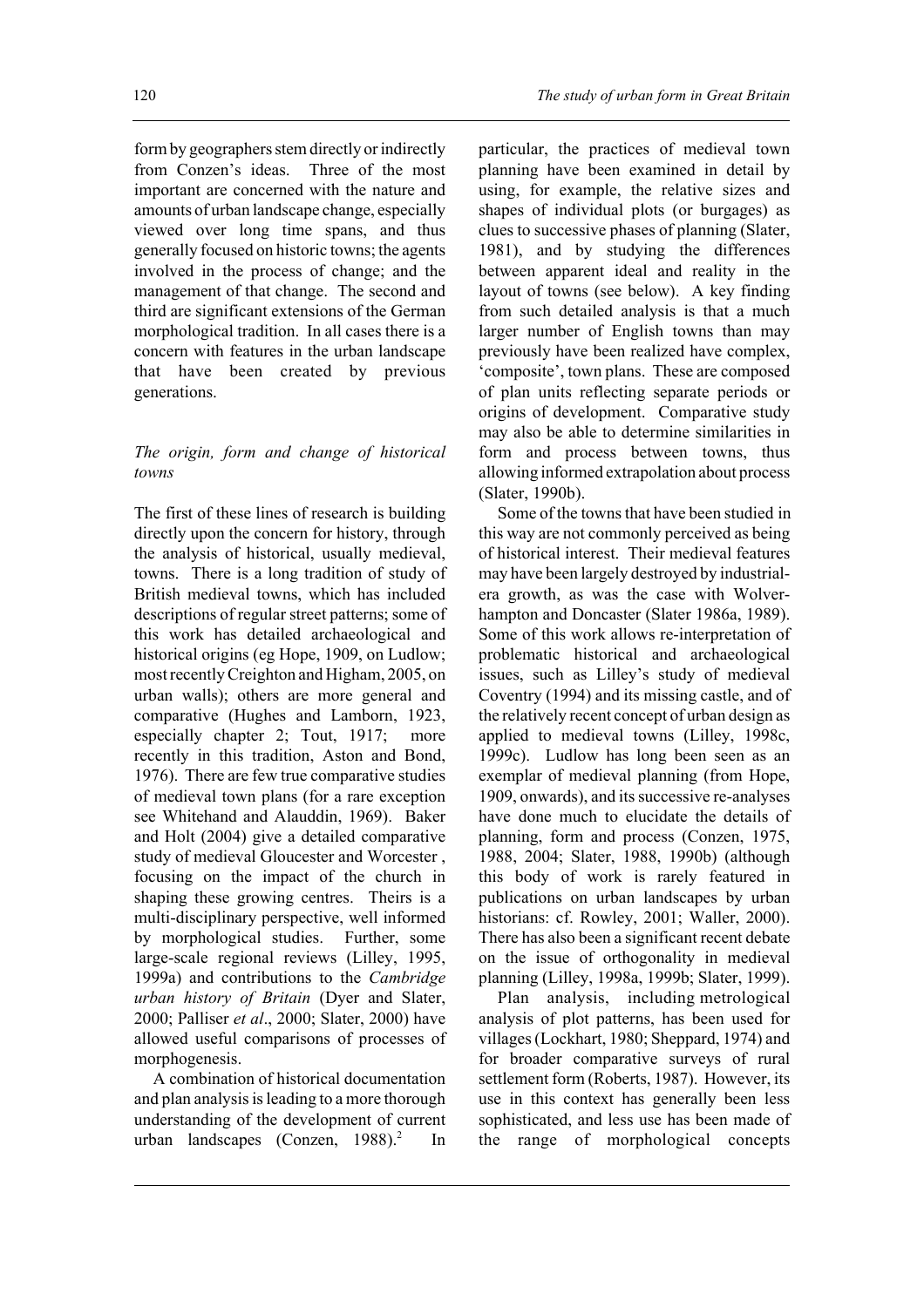form by geographers stem directly or indirectly from Conzen's ideas. Three of the most important are concerned with the nature and amounts of urban landscape change, especially viewed over long time spans, and thus generally focused on historic towns; the agents involved in the process of change; and the management of that change. The second and third are significant extensions of the German morphological tradition. In all cases there is a concern with features in the urban landscape that have been created by previous generations.

### *The origin, form and change of historical towns*

The first of these lines of research is building directly upon the concern for history, through the analysis of historical, usually medieval, towns. There is a long tradition of study of British medieval towns, which has included descriptions of regular street patterns; some of this work has detailed archaeological and historical origins (eg Hope, 1909, on Ludlow; most recently Creighton and Higham, 2005, on urban walls); others are more general and comparative (Hughes and Lamborn, 1923, especially chapter 2; Tout, 1917; more recently in this tradition, Aston and Bond, 1976). There are few true comparative studies of medieval town plans (for a rare exception see Whitehand and Alauddin, 1969). Baker and Holt (2004) give a detailed comparative study of medieval Gloucester and Worcester , focusing on the impact of the church in shaping these growing centres. Theirs is a multi-disciplinary perspective, well informed by morphological studies. Further, some large-scale regional reviews (Lilley, 1995, 1999a) and contributions to the *Cambridge urban history of Britain* (Dyer and Slater, 2000; Palliser *et al*., 2000; Slater, 2000) have allowed useful comparisons of processes of morphogenesis.

A combination of historical documentation and plan analysis is leading to a more thorough understanding of the development of current urban landscapes (Conzen, 1988).[2] In particular, the practices of medieval town planning have been examined in detail by using, for example, the relative sizes and shapes of individual plots (or burgages) as clues to successive phases of planning (Slater, 1981), and by studying the differences between apparent ideal and reality in the layout of towns (see below). A key finding from such detailed analysis is that a much larger number of English towns than may previously have been realized have complex, 'composite', town plans. These are composed of plan units reflecting separate periods or origins of development. Comparative study may also be able to determine similarities in form and process between towns, thus allowing informed extrapolation about process (Slater, 1990b).

Some of the towns that have been studied in this way are not commonly perceived as being of historical interest. Their medieval features may have been largely destroyed by industrial-era growth, as was the case with Wolverhampton and Doncaster (Slater 1986a, 1989). Some of this work allows re-interpretation of problematic historical and archaeological issues, such as Lilley's study of medieval Coventry (1994) and its missing castle, and of the relatively recent concept of urban design as applied to medieval towns (Lilley, 1998c, 1999c). Ludlow has long been seen as an exemplar of medieval planning (from Hope, 1909, onwards), and its successive re-analyses have done much to elucidate the details of planning, form and process (Conzen, 1975, 1988, 2004; Slater, 1988, 1990b) (although this body of work is rarely featured in publications on urban landscapes by urban historians: cf. Rowley, 2001; Waller, 2000). There has also been a significant recent debate on the issue of orthogonality in medieval planning (Lilley, 1998a, 1999b; Slater, 1999).

Plan analysis, including metrological analysis of plot patterns, has been used for villages (Lockhart, 1980; Sheppard, 1974) and for broader comparative surveys of rural settlement form (Roberts, 1987). However, its use in this context has generally been less sophisticated, and less use has been made of the range of morphological concepts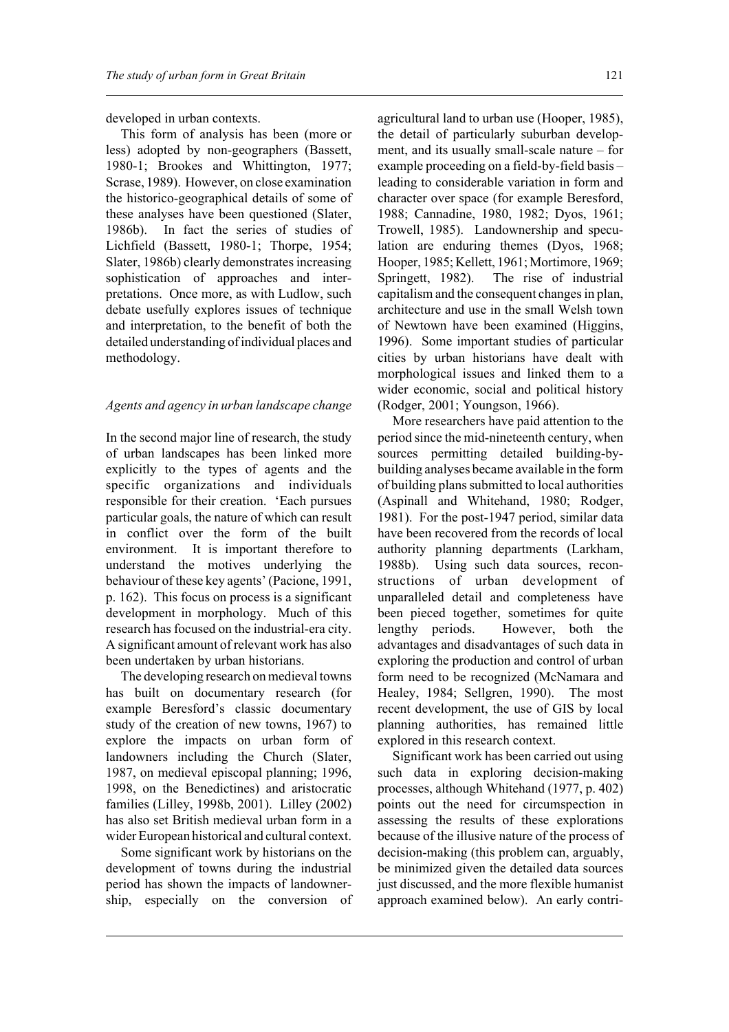developed in urban contexts.

This form of analysis has been (more or less) adopted by non-geographers (Bassett, 1980-1; Brookes and Whittington, 1977; Scrase, 1989). However, on close examination the historico-geographical details of some of these analyses have been questioned (Slater, 1986b). In fact the series of studies of Lichfield (Bassett, 1980-1; Thorpe, 1954; Slater, 1986b) clearly demonstrates increasing sophistication of approaches and interpretations. Once more, as with Ludlow, such debate usefully explores issues of technique and interpretation, to the benefit of both the detailed understanding of individual places and methodology.

### *Agents and agency in urban landscape change*

In the second major line of research, the study of urban landscapes has been linked more explicitly to the types of agents and the specific organizations and individuals responsible for their creation. 'Each pursues particular goals, the nature of which can result in conflict over the form of the built environment. It is important therefore to understand the motives underlying the behaviour of these key agents' (Pacione, 1991, p. 162). This focus on process is a significant development in morphology. Much of this research has focused on the industrial-era city. A significant amount of relevant work has also been undertaken by urban historians.

The developing research on medieval towns has built on documentary research (for example Beresford's classic documentary study of the creation of new towns, 1967) to explore the impacts on urban form of landowners including the Church (Slater, 1987, on medieval episcopal planning; 1996, 1998, on the Benedictines) and aristocratic families (Lilley, 1998b, 2001). Lilley (2002) has also set British medieval urban form in a wider European historical and cultural context.

Some significant work by historians on the development of towns during the industrial period has shown the impacts of landownership, especially on the conversion of agricultural land to urban use (Hooper, 1985), the detail of particularly suburban development, and its usually small-scale nature – for example proceeding on a field-by-field basis – leading to considerable variation in form and character over space (for example Beresford, 1988; Cannadine, 1980, 1982; Dyos, 1961; Trowell, 1985). Landownership and speculation are enduring themes (Dyos, 1968; Hooper, 1985; Kellett, 1961; Mortimore, 1969; Springett, 1982). The rise of industrial capitalism and the consequent changes in plan, architecture and use in the small Welsh town of Newtown have been examined (Higgins, 1996). Some important studies of particular cities by urban historians have dealt with morphological issues and linked them to a wider economic, social and political history (Rodger, 2001; Youngson, 1966).

More researchers have paid attention to the period since the mid-nineteenth century, when sources permitting detailed building-by-building analyses became available in the form of building plans submitted to local authorities (Aspinall and Whitehand, 1980; Rodger, 1981). For the post-1947 period, similar data have been recovered from the records of local authority planning departments (Larkham, 1988b). Using such data sources, reconstructions of urban development of unparalleled detail and completeness have been pieced together, sometimes for quite lengthy periods. However, both the advantages and disadvantages of such data in exploring the production and control of urban form need to be recognized (McNamara and Healey, 1984; Sellgren, 1990). The most recent development, the use of GIS by local planning authorities, has remained little explored in this research context.

Significant work has been carried out using such data in exploring decision-making processes, although Whitehand (1977, p. 402) points out the need for circumspection in assessing the results of these explorations because of the illusive nature of the process of decision-making (this problem can, arguably, be minimized given the detailed data sources just discussed, and the more flexible humanist approach examined below). An early contri-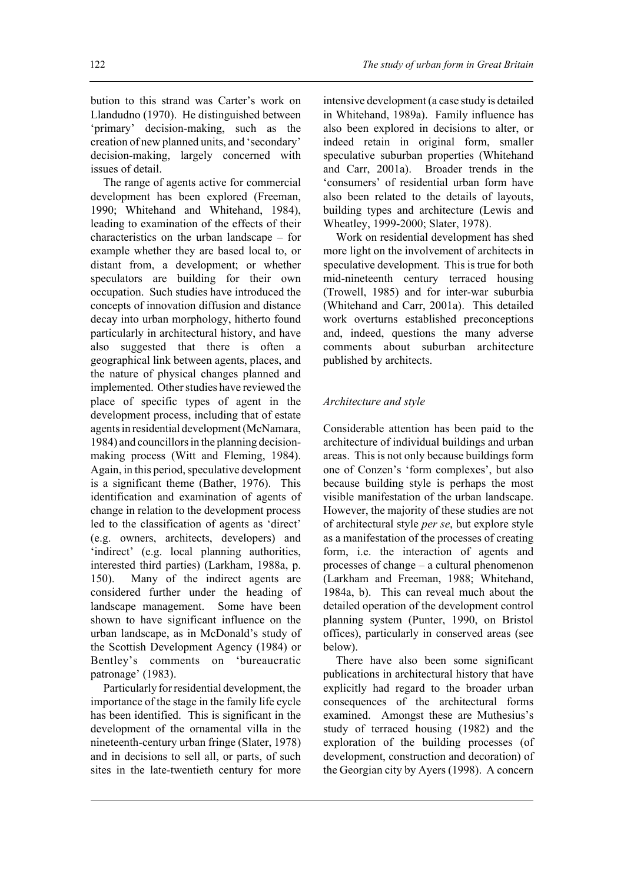bution to this strand was Carter's work on Llandudno (1970). He distinguished between 'primary' decision-making, such as the creation of new planned units, and 'secondary' decision-making, largely concerned with issues of detail.

The range of agents active for commercial development has been explored (Freeman, 1990; Whitehand and Whitehand, 1984), leading to examination of the effects of their characteristics on the urban landscape – for example whether they are based local to, or distant from, a development; or whether speculators are building for their own occupation. Such studies have introduced the concepts of innovation diffusion and distance decay into urban morphology, hitherto found particularly in architectural history, and have also suggested that there is often a geographical link between agents, places, and the nature of physical changes planned and implemented. Other studies have reviewed the place of specific types of agent in the development process, including that of estate agents in residential development (McNamara, 1984) and councillors in the planning decision-making process (Witt and Fleming, 1984). Again, in this period, speculative development is a significant theme (Bather, 1976). This identification and examination of agents of change in relation to the development process led to the classification of agents as 'direct' (e.g. owners, architects, developers) and 'indirect' (e.g. local planning authorities, interested third parties) (Larkham, 1988a, p. 150). Many of the indirect agents are considered further under the heading of landscape management. Some have been shown to have significant influence on the urban landscape, as in McDonald's study of the Scottish Development Agency (1984) or Bentley's comments on 'bureaucratic patronage' (1983).

Particularly for residential development, the importance of the stage in the family life cycle has been identified. This is significant in the development of the ornamental villa in the nineteenth-century urban fringe (Slater, 1978) and in decisions to sell all, or parts, of such sites in the late-twentieth century for more intensive development (a case study is detailed in Whitehand, 1989a). Family influence has also been explored in decisions to alter, or indeed retain in original form, smaller speculative suburban properties (Whitehand and Carr, 2001a). Broader trends in the 'consumers' of residential urban form have also been related to the details of layouts, building types and architecture (Lewis and Wheatley, 1999-2000; Slater, 1978).

Work on residential development has shed more light on the involvement of architects in speculative development. This is true for both mid-nineteenth century terraced housing (Trowell, 1985) and for inter-war suburbia (Whitehand and Carr, 2001a). This detailed work overturns established preconceptions and, indeed, questions the many adverse comments about suburban architecture published by architects.

### *Architecture and style*

Considerable attention has been paid to the architecture of individual buildings and urban areas. This is not only because buildings form one of Conzen's 'form complexes', but also because building style is perhaps the most visible manifestation of the urban landscape. However, the majority of these studies are not of architectural style *per se*, but explore style as a manifestation of the processes of creating form, i.e. the interaction of agents and processes of change – a cultural phenomenon (Larkham and Freeman, 1988; Whitehand, 1984a, b). This can reveal much about the detailed operation of the development control planning system (Punter, 1990, on Bristol offices), particularly in conserved areas (see below).

There have also been some significant publications in architectural history that have explicitly had regard to the broader urban consequences of the architectural forms examined. Amongst these are Muthesius's study of terraced housing (1982) and the exploration of the building processes (of development, construction and decoration) of the Georgian city by Ayers (1998). A concern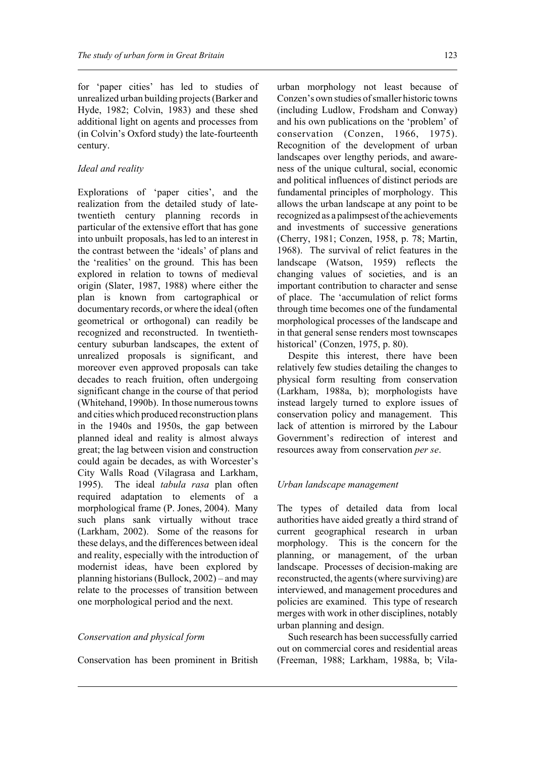for 'paper cities' has led to studies of unrealized urban building projects (Barker and Hyde, 1982; Colvin, 1983) and these shed additional light on agents and processes from (in Colvin's Oxford study) the late-fourteenth century.

### *Ideal and reality*

Explorations of 'paper cities', and the realization from the detailed study of late-twentieth century planning records in particular of the extensive effort that has gone into unbuilt proposals, has led to an interest in the contrast between the 'ideals' of plans and the 'realities' on the ground. This has been explored in relation to towns of medieval origin (Slater, 1987, 1988) where either the plan is known from cartographical or documentary records, or where the ideal (often geometrical or orthogonal) can readily be recognized and reconstructed. In twentieth-century suburban landscapes, the extent of unrealized proposals is significant, and moreover even approved proposals can take decades to reach fruition, often undergoing significant change in the course of that period (Whitehand, 1990b). In those numerous towns and cities which produced reconstruction plans in the 1940s and 1950s, the gap between planned ideal and reality is almost always great; the lag between vision and construction could again be decades, as with Worcester's City Walls Road (Vilagrasa and Larkham, 1995). The ideal *tabula rasa* plan often required adaptation to elements of a morphological frame (P. Jones, 2004). Many such plans sank virtually without trace (Larkham, 2002). Some of the reasons for these delays, and the differences between ideal and reality, especially with the introduction of modernist ideas, have been explored by planning historians (Bullock, 2002) – and may relate to the processes of transition between one morphological period and the next.

### *Conservation and physical form*

Conservation has been prominent in British urban morphology not least because of Conzen's own studies of smaller historic towns (including Ludlow, Frodsham and Conway) and his own publications on the 'problem' of conservation (Conzen, 1966, 1975). Recognition of the development of urban landscapes over lengthy periods, and awareness of the unique cultural, social, economic and political influences of distinct periods are fundamental principles of morphology. This allows the urban landscape at any point to be recognized as a palimpsest of the achievements and investments of successive generations (Cherry, 1981; Conzen, 1958, p. 78; Martin, 1968). The survival of relict features in the landscape (Watson, 1959) reflects the changing values of societies, and is an important contribution to character and sense of place. The 'accumulation of relict forms through time becomes one of the fundamental morphological processes of the landscape and in that general sense renders most townscapes historical' (Conzen, 1975, p. 80).

Despite this interest, there have been relatively few studies detailing the changes to physical form resulting from conservation (Larkham, 1988a, b); morphologists have instead largely turned to explore issues of conservation policy and management. This lack of attention is mirrored by the Labour Government's redirection of interest and resources away from conservation *per se*.

### *Urban landscape management*

The types of detailed data from local authorities have aided greatly a third strand of current geographical research in urban morphology. This is the concern for the planning, or management, of the urban landscape. Processes of decision-making are reconstructed, the agents (where surviving) are interviewed, and management procedures and policies are examined. This type of research merges with work in other disciplines, notably urban planning and design.

Such research has been successfully carried out on commercial cores and residential areas (Freeman, 1988; Larkham, 1988a, b; Vila-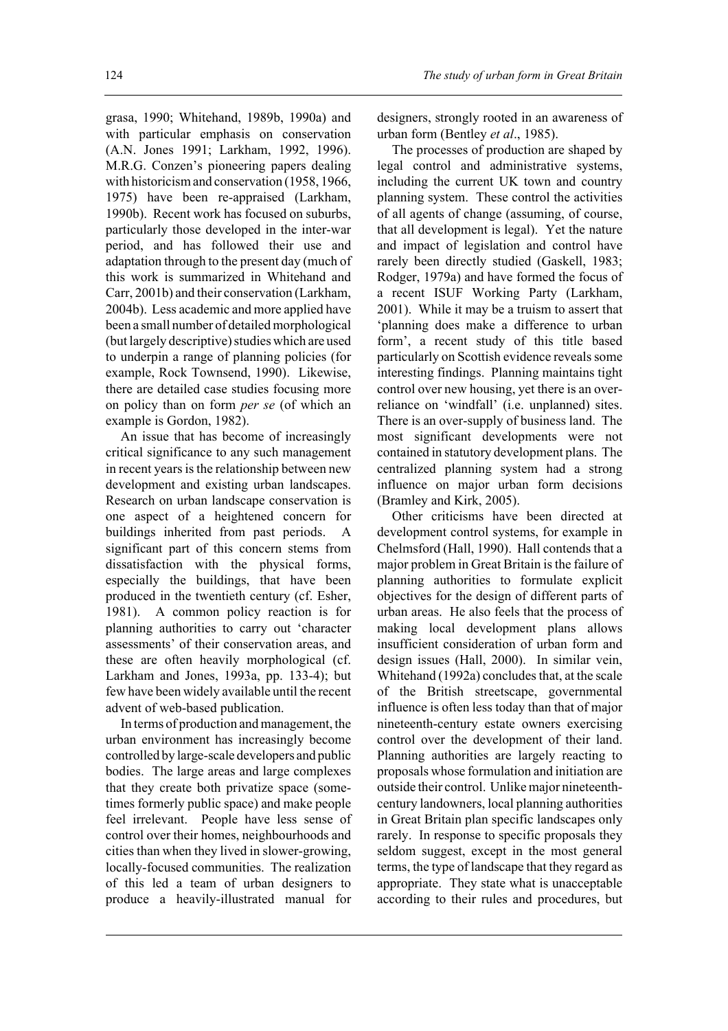grasa, 1990; Whitehand, 1989b, 1990a) and with particular emphasis on conservation (A.N. Jones 1991; Larkham, 1992, 1996). M.R.G. Conzen's pioneering papers dealing with historicism and conservation (1958, 1966, 1975) have been re-appraised (Larkham, 1990b). Recent work has focused on suburbs, particularly those developed in the inter-war period, and has followed their use and adaptation through to the present day (much of this work is summarized in Whitehand and Carr, 2001b) and their conservation (Larkham, 2004b). Less academic and more applied have been a small number of detailed morphological (but largely descriptive) studies which are used to underpin a range of planning policies (for example, Rock Townsend, 1990). Likewise, there are detailed case studies focusing more on policy than on form *per se* (of which an example is Gordon, 1982).

An issue that has become of increasingly critical significance to any such management in recent years is the relationship between new development and existing urban landscapes. Research on urban landscape conservation is one aspect of a heightened concern for buildings inherited from past periods. A significant part of this concern stems from dissatisfaction with the physical forms, especially the buildings, that have been produced in the twentieth century (cf. Esher, 1981). A common policy reaction is for planning authorities to carry out 'character assessments' of their conservation areas, and these are often heavily morphological (cf. Larkham and Jones, 1993a, pp. 133-4); but few have been widely available until the recent advent of web-based publication.

In terms of production and management, the urban environment has increasingly become controlled by large-scale developers and public bodies. The large areas and large complexes that they create both privatize space (sometimes formerly public space) and make people feel irrelevant. People have less sense of control over their homes, neighbourhoods and cities than when they lived in slower-growing, locally-focused communities. The realization of this led a team of urban designers to produce a heavily-illustrated manual for designers, strongly rooted in an awareness of urban form (Bentley *et al*., 1985).

The processes of production are shaped by legal control and administrative systems, including the current UK town and country planning system. These control the activities of all agents of change (assuming, of course, that all development is legal). Yet the nature and impact of legislation and control have rarely been directly studied (Gaskell, 1983; Rodger, 1979a) and have formed the focus of a recent ISUF Working Party (Larkham, 2001). While it may be a truism to assert that 'planning does make a difference to urban form', a recent study of this title based particularly on Scottish evidence reveals some interesting findings. Planning maintains tight control over new housing, yet there is an over-reliance on 'windfall' (i.e. unplanned) sites. There is an over-supply of business land. The most significant developments were not contained in statutory development plans. The centralized planning system had a strong influence on major urban form decisions (Bramley and Kirk, 2005).

Other criticisms have been directed at development control systems, for example in Chelmsford (Hall, 1990). Hall contends that a major problem in Great Britain is the failure of planning authorities to formulate explicit objectives for the design of different parts of urban areas. He also feels that the process of making local development plans allows insufficient consideration of urban form and design issues (Hall, 2000). In similar vein, Whitehand (1992a) concludes that, at the scale of the British streetscape, governmental influence is often less today than that of major nineteenth-century estate owners exercising control over the development of their land. Planning authorities are largely reacting to proposals whose formulation and initiation are outside their control. Unlike major nineteenth-century landowners, local planning authorities in Great Britain plan specific landscapes only rarely. In response to specific proposals they seldom suggest, except in the most general terms, the type of landscape that they regard as appropriate. They state what is unacceptable according to their rules and procedures, but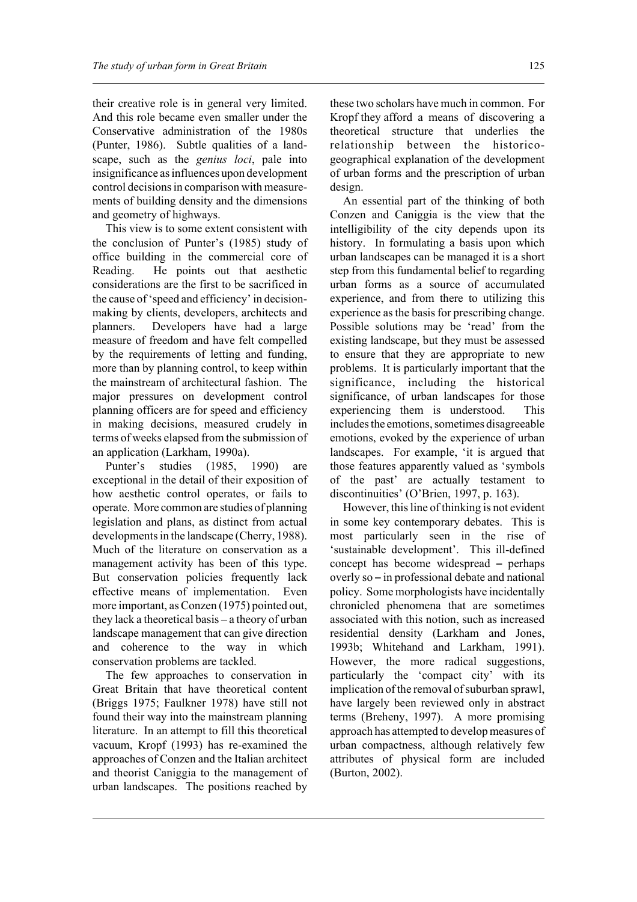their creative role is in general very limited. And this role became even smaller under the Conservative administration of the 1980s (Punter, 1986). Subtle qualities of a landscape, such as the *genius loci*, pale into insignificance as influences upon development control decisions in comparison with measurements of building density and the dimensions and geometry of highways.

This view is to some extent consistent with the conclusion of Punter's (1985) study of office building in the commercial core of Reading. He points out that aesthetic considerations are the first to be sacrificed in the cause of 'speed and efficiency' in decision-making by clients, developers, architects and planners. Developers have had a large measure of freedom and have felt compelled by the requirements of letting and funding, more than by planning control, to keep within the mainstream of architectural fashion. The major pressures on development control planning officers are for speed and efficiency in making decisions, measured crudely in terms of weeks elapsed from the submission of an application (Larkham, 1990a).

Punter's studies (1985, 1990) are exceptional in the detail of their exposition of how aesthetic control operates, or fails to operate. More common are studies of planning legislation and plans, as distinct from actual developments in the landscape (Cherry, 1988). Much of the literature on conservation as a management activity has been of this type. But conservation policies frequently lack effective means of implementation. Even more important, as Conzen (1975) pointed out, they lack a theoretical basis – a theory of urban landscape management that can give direction and coherence to the way in which conservation problems are tackled.

The few approaches to conservation in Great Britain that have theoretical content (Briggs 1975; Faulkner 1978) have still not found their way into the mainstream planning literature. In an attempt to fill this theoretical vacuum, Kropf (1993) has re-examined the approaches of Conzen and the Italian architect and theorist Caniggia to the management of urban landscapes. The positions reached by these two scholars have much in common. For Kropf they afford a means of discovering a theoretical structure that underlies the relationship between the historico-geographical explanation of the development of urban forms and the prescription of urban design.

An essential part of the thinking of both Conzen and Caniggia is the view that the intelligibility of the city depends upon its history. In formulating a basis upon which urban landscapes can be managed it is a short step from this fundamental belief to regarding urban forms as a source of accumulated experience, and from there to utilizing this experience as the basis for prescribing change. Possible solutions may be 'read' from the existing landscape, but they must be assessed to ensure that they are appropriate to new problems. It is particularly important that the significance, including the historical significance, of urban landscapes for those experiencing them is understood. This includes the emotions, sometimes disagreeable emotions, evoked by the experience of urban landscapes. For example, 'it is argued that those features apparently valued as 'symbols of the past' are actually testament to discontinuities' (O'Brien, 1997, p. 163).

However, this line of thinking is not evident in some key contemporary debates. This is most particularly seen in the rise of 'sustainable development'. This ill-defined concept has become widespread – perhaps overly so – in professional debate and national policy. Some morphologists have incidentally chronicled phenomena that are sometimes associated with this notion, such as increased residential density (Larkham and Jones, 1993b; Whitehand and Larkham, 1991). However, the more radical suggestions, particularly the 'compact city' with its implication of the removal of suburban sprawl, have largely been reviewed only in abstract terms (Breheny, 1997). A more promising approach has attempted to develop measures of urban compactness, although relatively few attributes of physical form are included (Burton, 2002).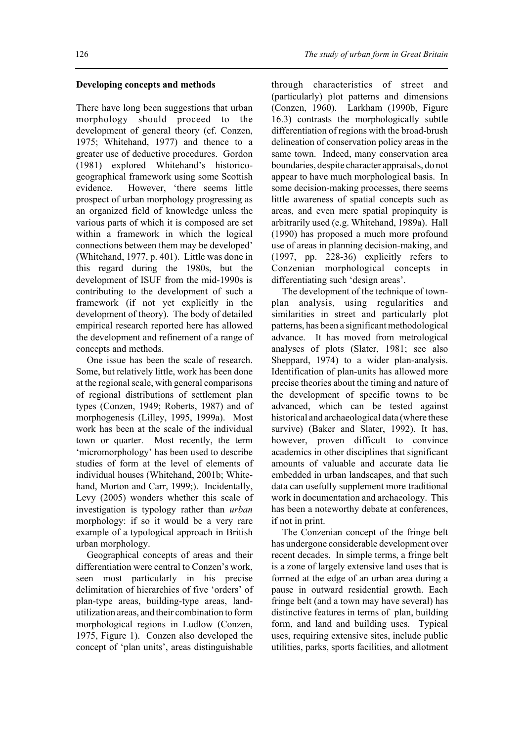## Developing concepts and methods

There have long been suggestions that urban morphology should proceed to the development of general theory (cf. Conzen, 1975; Whitehand, 1977) and thence to a greater use of deductive procedures. Gordon (1981) explored Whitehand's historico-geographical framework using some Scottish evidence. However, 'there seems little prospect of urban morphology progressing as an organized field of knowledge unless the various parts of which it is composed are set within a framework in which the logical connections between them may be developed' (Whitehand, 1977, p. 401). Little was done in this regard during the 1980s, but the development of ISUF from the mid-1990s is contributing to the development of such a framework (if not yet explicitly in the development of theory). The body of detailed empirical research reported here has allowed the development and refinement of a range of concepts and methods.

One issue has been the scale of research. Some, but relatively little, work has been done at the regional scale, with general comparisons of regional distributions of settlement plan types (Conzen, 1949; Roberts, 1987) and of morphogenesis (Lilley, 1995, 1999a). Most work has been at the scale of the individual town or quarter. Most recently, the term 'micromorphology' has been used to describe studies of form at the level of elements of individual houses (Whitehand, 2001b; Whitehand, Morton and Carr, 1999;). Incidentally, Levy (2005) wonders whether this scale of investigation is typology rather than *urban* morphology: if so it would be a very rare example of a typological approach in British urban morphology.

Geographical concepts of areas and their differentiation were central to Conzen's work, seen most particularly in his precise delimitation of hierarchies of five 'orders' of plan-type areas, building-type areas, land-utilization areas, and their combination to form morphological regions in Ludlow (Conzen, 1975, Figure 1). Conzen also developed the concept of 'plan units', areas distinguishable through characteristics of street and (particularly) plot patterns and dimensions (Conzen, 1960). Larkham (1990b, Figure 16.3) contrasts the morphologically subtle differentiation of regions with the broad-brush delineation of conservation policy areas in the same town. Indeed, many conservation area boundaries, despite character appraisals, do not appear to have much morphological basis. In some decision-making processes, there seems little awareness of spatial concepts such as areas, and even mere spatial propinquity is arbitrarily used (e.g. Whitehand, 1989a). Hall (1990) has proposed a much more profound use of areas in planning decision-making, and (1997, pp. 228-36) explicitly refers to Conzenian morphological concepts in differentiating such 'design areas'.

The development of the technique of town-plan analysis, using regularities and similarities in street and particularly plot patterns, has been a significant methodological advance. It has moved from metrological analyses of plots (Slater, 1981; see also Sheppard, 1974) to a wider plan-analysis. Identification of plan-units has allowed more precise theories about the timing and nature of the development of specific towns to be advanced, which can be tested against historical and archaeological data (where these survive) (Baker and Slater, 1992). It has, however, proven difficult to convince academics in other disciplines that significant amounts of valuable and accurate data lie embedded in urban landscapes, and that such data can usefully supplement more traditional work in documentation and archaeology. This has been a noteworthy debate at conferences, if not in print.

The Conzenian concept of the fringe belt has undergone considerable development over recent decades. In simple terms, a fringe belt is a zone of largely extensive land uses that is formed at the edge of an urban area during a pause in outward residential growth. Each fringe belt (and a town may have several) has distinctive features in terms of plan, building form, and land and building uses. Typical uses, requiring extensive sites, include public utilities, parks, sports facilities, and allotment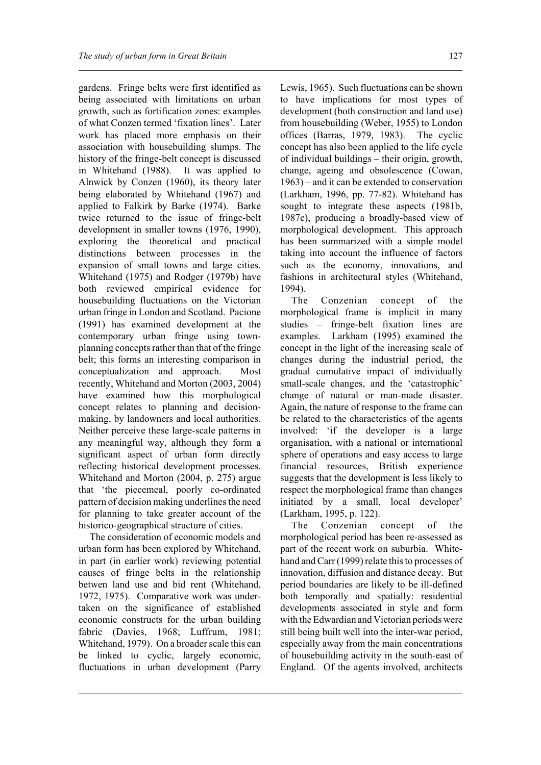gardens. Fringe belts were first identified as being associated with limitations on urban growth, such as fortification zones: examples of what Conzen termed 'fixation lines'. Later work has placed more emphasis on their association with housebuilding slumps. The history of the fringe-belt concept is discussed in Whitehand (1988). It was applied to Alnwick by Conzen (1960), its theory later being elaborated by Whitehand (1967) and applied to Falkirk by Barke (1974). Barke twice returned to the issue of fringe-belt development in smaller towns (1976, 1990), exploring the theoretical and practical distinctions between processes in the expansion of small towns and large cities. Whitehand (1975) and Rodger (1979b) have both reviewed empirical evidence for housebuilding fluctuations on the Victorian urban fringe in London and Scotland. Pacione (1991) has examined development at the contemporary urban fringe using town-planning concepts rather than that of the fringe belt; this forms an interesting comparison in conceptualization and approach. Most recently, Whitehand and Morton (2003, 2004) have examined how this morphological concept relates to planning and decision-making, by landowners and local authorities. Neither perceive these large-scale patterns in any meaningful way, although they form a significant aspect of urban form directly reflecting historical development processes. Whitehand and Morton (2004, p. 275) argue that 'the piecemeal, poorly co-ordinated pattern of decision making underlines the need for planning to take greater account of the historico-geographical structure of cities.

The consideration of economic models and urban form has been explored by Whitehand, in part (in earlier work) reviewing potential causes of fringe belts in the relationship betwen land use and bid rent (Whitehand, 1972, 1975). Comparative work was undertaken on the significance of established economic constructs for the urban building fabric (Davies, 1968; Luffrum, 1981; Whitehand, 1979). On a broader scale this can be linked to cyclic, largely economic, fluctuations in urban development (Parry Lewis, 1965). Such fluctuations can be shown to have implications for most types of development (both construction and land use) from housebuilding (Weber, 1955) to London offices (Barras, 1979, 1983). The cyclic concept has also been applied to the life cycle of individual buildings – their origin, growth, change, ageing and obsolescence (Cowan, 1963) – and it can be extended to conservation (Larkham, 1996, pp. 77-82). Whitehand has sought to integrate these aspects (1981b, 1987c), producing a broadly-based view of morphological development. This approach has been summarized with a simple model taking into account the influence of factors such as the economy, innovations, and fashions in architectural styles (Whitehand, 1994).

The Conzenian concept of the morphological frame is implicit in many studies – fringe-belt fixation lines are examples. Larkham (1995) examined the concept in the light of the increasing scale of changes during the industrial period, the gradual cumulative impact of individually small-scale changes, and the 'catastrophic' change of natural or man-made disaster. Again, the nature of response to the frame can be related to the characteristics of the agents involved: 'if the developer is a large organisation, with a national or international sphere of operations and easy access to large financial resources, British experience suggests that the development is less likely to respect the morphological frame than changes initiated by a small, local developer' (Larkham, 1995, p. 122).

The Conzenian concept of the morphological period has been re-assessed as part of the recent work on suburbia. Whitehand and Carr (1999) relate this to processes of innovation, diffusion and distance decay. But period boundaries are likely to be ill-defined both temporally and spatially: residential developments associated in style and form with the Edwardian and Victorian periods were still being built well into the inter-war period, especially away from the main concentrations of housebuilding activity in the south-east of England. Of the agents involved, architects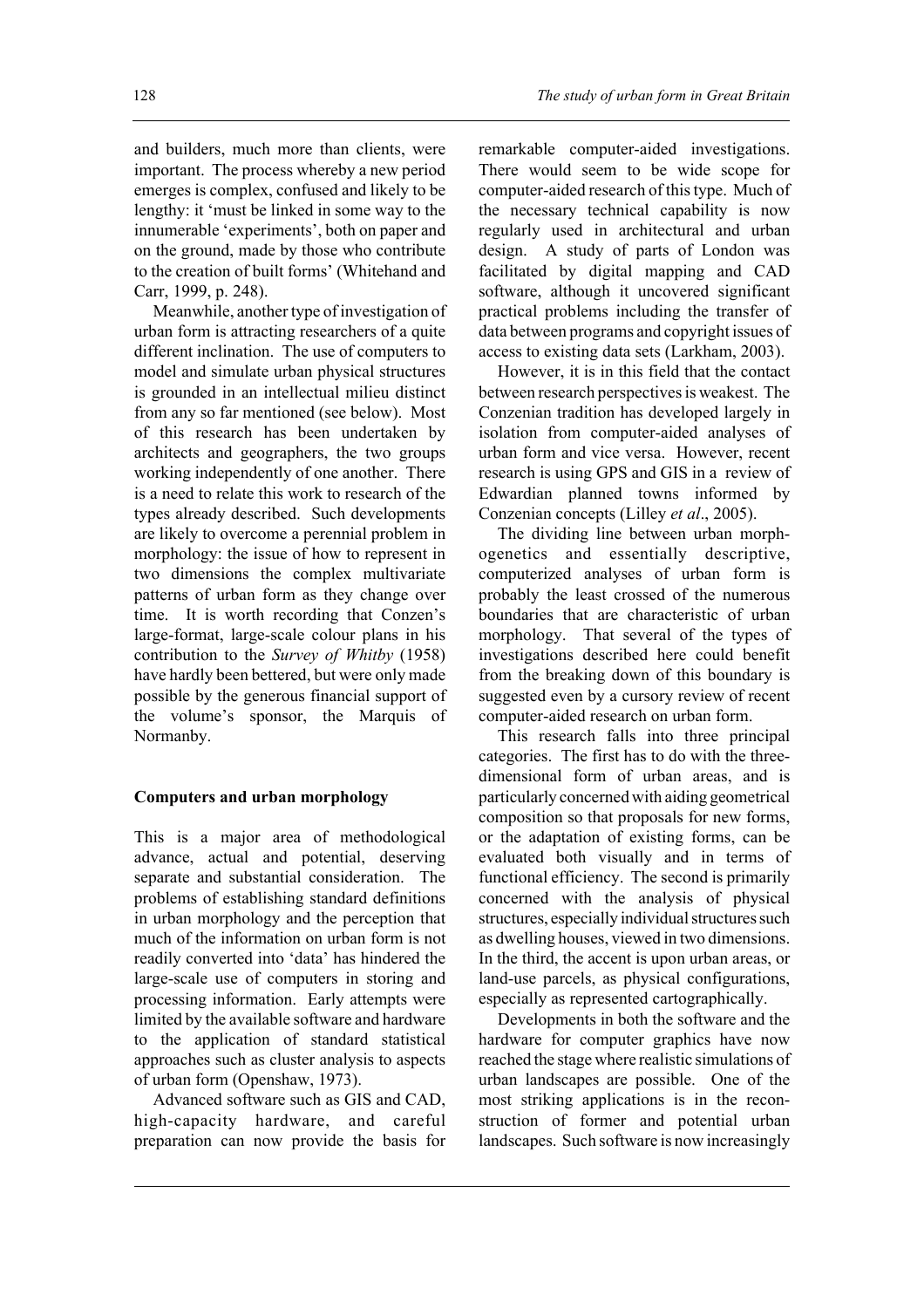and builders, much more than clients, were important. The process whereby a new period emerges is complex, confused and likely to be lengthy: it 'must be linked in some way to the innumerable 'experiments', both on paper and on the ground, made by those who contribute to the creation of built forms' (Whitehand and Carr, 1999, p. 248).

Meanwhile, another type of investigation of urban form is attracting researchers of a quite different inclination. The use of computers to model and simulate urban physical structures is grounded in an intellectual milieu distinct from any so far mentioned (see below). Most of this research has been undertaken by architects and geographers, the two groups working independently of one another. There is a need to relate this work to research of the types already described. Such developments are likely to overcome a perennial problem in morphology: the issue of how to represent in two dimensions the complex multivariate patterns of urban form as they change over time. It is worth recording that Conzen's large-format, large-scale colour plans in his contribution to the *Survey of Whitby* (1958) have hardly been bettered, but were only made possible by the generous financial support of the volume's sponsor, the Marquis of Normanby.

**Computers and urban morphology**

This is a major area of methodological advance, actual and potential, deserving separate and substantial consideration. The problems of establishing standard definitions in urban morphology and the perception that much of the information on urban form is not readily converted into 'data' has hindered the large-scale use of computers in storing and processing information. Early attempts were limited by the available software and hardware to the application of standard statistical approaches such as cluster analysis to aspects of urban form (Openshaw, 1973).

Advanced software such as GIS and CAD, high-capacity hardware, and careful preparation can now provide the basis for remarkable computer-aided investigations. There would seem to be wide scope for computer-aided research of this type. Much of the necessary technical capability is now regularly used in architectural and urban design. A study of parts of London was facilitated by digital mapping and CAD software, although it uncovered significant practical problems including the transfer of data between programs and copyright issues of access to existing data sets (Larkham, 2003).

However, it is in this field that the contact between research perspectives is weakest. The Conzenian tradition has developed largely in isolation from computer-aided analyses of urban form and vice versa. However, recent research is using GPS and GIS in a review of Edwardian planned towns informed by Conzenian concepts (Lilley *et al*., 2005).

The dividing line between urban morphogenetics and essentially descriptive, computerized analyses of urban form is probably the least crossed of the numerous boundaries that are characteristic of urban morphology. That several of the types of investigations described here could benefit from the breaking down of this boundary is suggested even by a cursory review of recent computer-aided research on urban form.

This research falls into three principal categories. The first has to do with the three-dimensional form of urban areas, and is particularly concerned with aiding geometrical composition so that proposals for new forms, or the adaptation of existing forms, can be evaluated both visually and in terms of functional efficiency. The second is primarily concerned with the analysis of physical structures, especially individual structures such as dwelling houses, viewed in two dimensions. In the third, the accent is upon urban areas, or land-use parcels, as physical configurations, especially as represented cartographically.

Developments in both the software and the hardware for computer graphics have now reached the stage where realistic simulations of urban landscapes are possible. One of the most striking applications is in the reconstruction of former and potential urban landscapes. Such software is now increasingly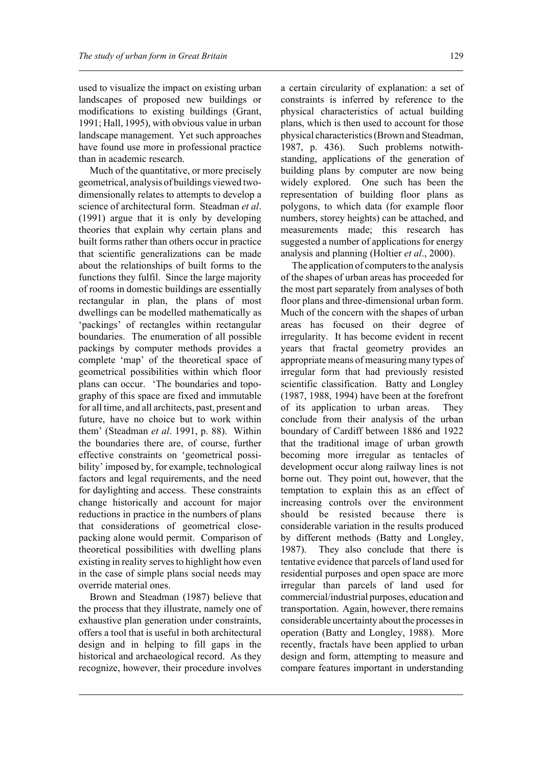used to visualize the impact on existing urban landscapes of proposed new buildings or modifications to existing buildings (Grant, 1991; Hall, 1995), with obvious value in urban landscape management. Yet such approaches have found use more in professional practice than in academic research.

Much of the quantitative, or more precisely geometrical, analysis of buildings viewed two-dimensionally relates to attempts to develop a science of architectural form. Steadman *et al*. (1991) argue that it is only by developing theories that explain why certain plans and built forms rather than others occur in practice that scientific generalizations can be made about the relationships of built forms to the functions they fulfil. Since the large majority of rooms in domestic buildings are essentially rectangular in plan, the plans of most dwellings can be modelled mathematically as 'packings' of rectangles within rectangular boundaries. The enumeration of all possible packings by computer methods provides a complete 'map' of the theoretical space of geometrical possibilities within which floor plans can occur. 'The boundaries and topography of this space are fixed and immutable for all time, and all architects, past, present and future, have no choice but to work within them' (Steadman *et al*. 1991, p. 88). Within the boundaries there are, of course, further effective constraints on 'geometrical possibility' imposed by, for example, technological factors and legal requirements, and the need for daylighting and access. These constraints change historically and account for major reductions in practice in the numbers of plans that considerations of geometrical close-packing alone would permit. Comparison of theoretical possibilities with dwelling plans existing in reality serves to highlight how even in the case of simple plans social needs may override material ones.

Brown and Steadman (1987) believe that the process that they illustrate, namely one of exhaustive plan generation under constraints, offers a tool that is useful in both architectural design and in helping to fill gaps in the historical and archaeological record. As they recognize, however, their procedure involves a certain circularity of explanation: a set of constraints is inferred by reference to the physical characteristics of actual building plans, which is then used to account for those physical characteristics (Brown and Steadman, 1987, p. 436). Such problems notwithstanding, applications of the generation of building plans by computer are now being widely explored. One such has been the representation of building floor plans as polygons, to which data (for example floor numbers, storey heights) can be attached, and measurements made; this research has suggested a number of applications for energy analysis and planning (Holtier *et al*., 2000).

The application of computers to the analysis of the shapes of urban areas has proceeded for the most part separately from analyses of both floor plans and three-dimensional urban form. Much of the concern with the shapes of urban areas has focused on their degree of irregularity. It has become evident in recent years that fractal geometry provides an appropriate means of measuring many types of irregular form that had previously resisted scientific classification. Batty and Longley (1987, 1988, 1994) have been at the forefront of its application to urban areas. They conclude from their analysis of the urban boundary of Cardiff between 1886 and 1922 that the traditional image of urban growth becoming more irregular as tentacles of development occur along railway lines is not borne out. They point out, however, that the temptation to explain this as an effect of increasing controls over the environment should be resisted because there is considerable variation in the results produced by different methods (Batty and Longley, 1987). They also conclude that there is tentative evidence that parcels of land used for residential purposes and open space are more irregular than parcels of land used for commercial/industrial purposes, education and transportation. Again, however, there remains considerable uncertainty about the processes in operation (Batty and Longley, 1988). More recently, fractals have been applied to urban design and form, attempting to measure and compare features important in understanding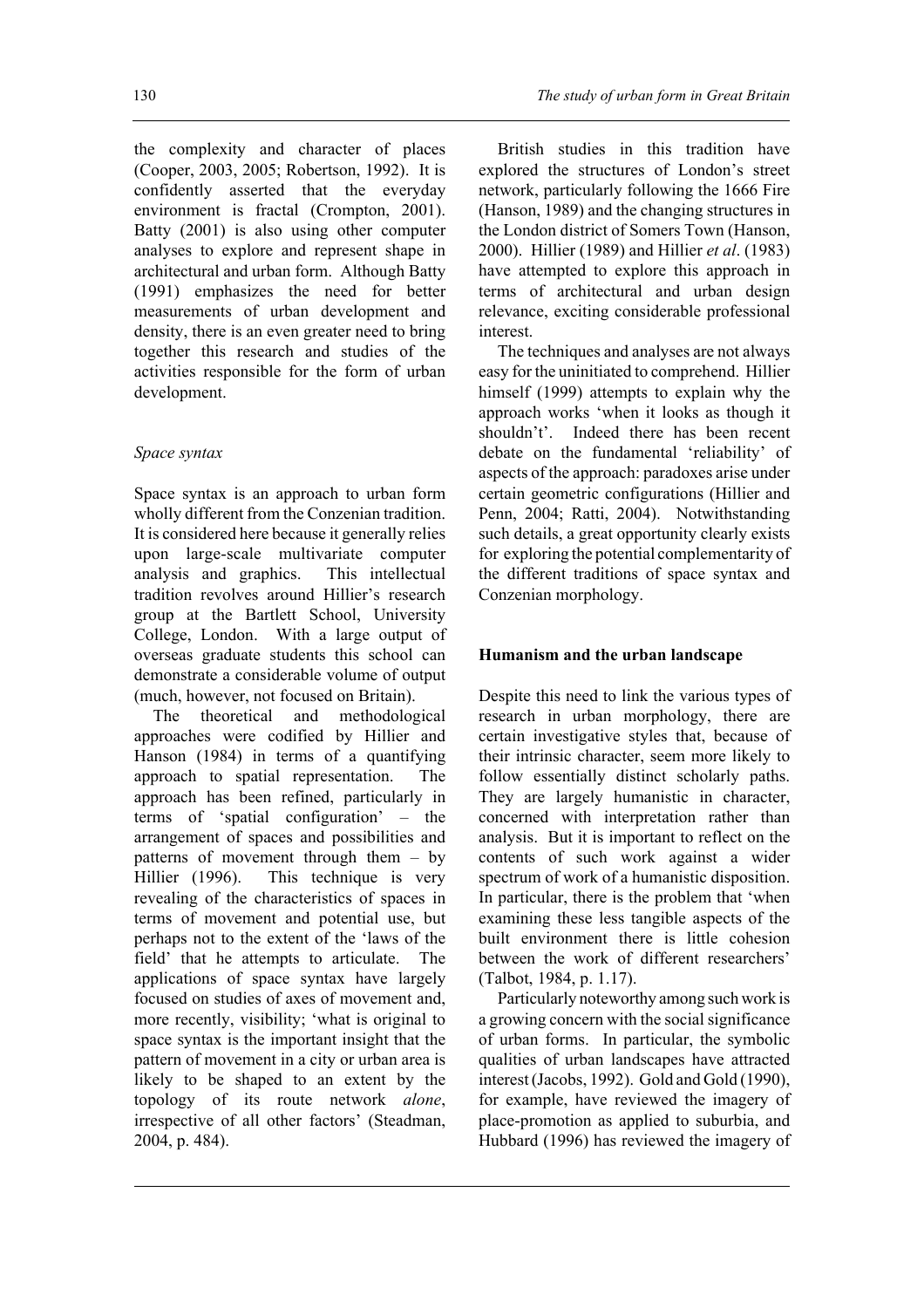the complexity and character of places (Cooper, 2003, 2005; Robertson, 1992). It is confidently asserted that the everyday environment is fractal (Crompton, 2001). Batty (2001) is also using other computer analyses to explore and represent shape in architectural and urban form. Although Batty (1991) emphasizes the need for better measurements of urban development and density, there is an even greater need to bring together this research and studies of the activities responsible for the form of urban development.

### *Space syntax*

Space syntax is an approach to urban form wholly different from the Conzenian tradition. It is considered here because it generally relies upon large-scale multivariate computer analysis and graphics. This intellectual tradition revolves around Hillier's research group at the Bartlett School, University College, London. With a large output of overseas graduate students this school can demonstrate a considerable volume of output (much, however, not focused on Britain).

The theoretical and methodological approaches were codified by Hillier and Hanson (1984) in terms of a quantifying approach to spatial representation. The approach has been refined, particularly in terms of 'spatial configuration' – the arrangement of spaces and possibilities and patterns of movement through them – by Hillier (1996). This technique is very revealing of the characteristics of spaces in terms of movement and potential use, but perhaps not to the extent of the 'laws of the field' that he attempts to articulate. The applications of space syntax have largely focused on studies of axes of movement and, more recently, visibility; 'what is original to space syntax is the important insight that the pattern of movement in a city or urban area is likely to be shaped to an extent by the topology of its route network *alone*, irrespective of all other factors' (Steadman, 2004, p. 484).

British studies in this tradition have explored the structures of London's street network, particularly following the 1666 Fire (Hanson, 1989) and the changing structures in the London district of Somers Town (Hanson, 2000). Hillier (1989) and Hillier *et al*. (1983) have attempted to explore this approach in terms of architectural and urban design relevance, exciting considerable professional interest.

The techniques and analyses are not always easy for the uninitiated to comprehend. Hillier himself (1999) attempts to explain why the approach works 'when it looks as though it shouldn't'. Indeed there has been recent debate on the fundamental 'reliability' of aspects of the approach: paradoxes arise under certain geometric configurations (Hillier and Penn, 2004; Ratti, 2004). Notwithstanding such details, a great opportunity clearly exists for exploring the potential complementarity of the different traditions of space syntax and Conzenian morphology.

## **Humanism and the urban landscape**

Despite this need to link the various types of research in urban morphology, there are certain investigative styles that, because of their intrinsic character, seem more likely to follow essentially distinct scholarly paths. They are largely humanistic in character, concerned with interpretation rather than analysis. But it is important to reflect on the contents of such work against a wider spectrum of work of a humanistic disposition. In particular, there is the problem that 'when examining these less tangible aspects of the built environment there is little cohesion between the work of different researchers' (Talbot, 1984, p. 1.17).

Particularly noteworthy among such work is a growing concern with the social significance of urban forms. In particular, the symbolic qualities of urban landscapes have attracted interest (Jacobs, 1992). Gold and Gold (1990), for example, have reviewed the imagery of place-promotion as applied to suburbia, and Hubbard (1996) has reviewed the imagery of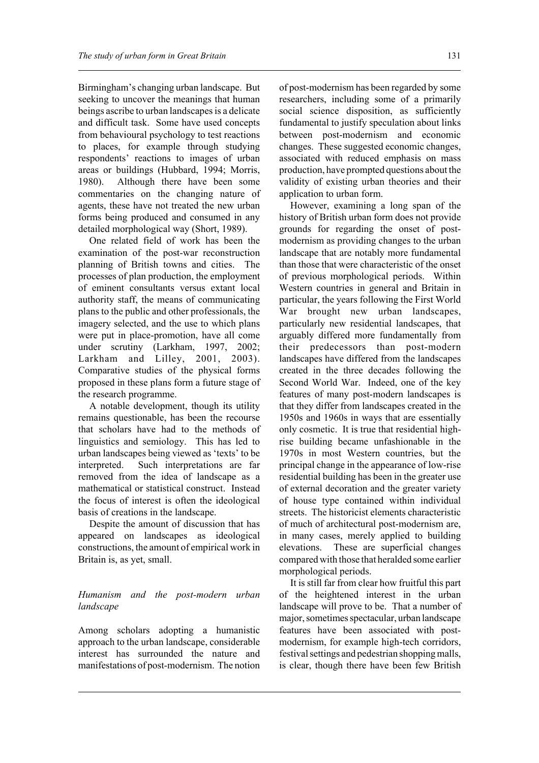Birmingham's changing urban landscape. But seeking to uncover the meanings that human beings ascribe to urban landscapes is a delicate and difficult task. Some have used concepts from behavioural psychology to test reactions to places, for example through studying respondents' reactions to images of urban areas or buildings (Hubbard, 1994; Morris, 1980). Although there have been some commentaries on the changing nature of agents, these have not treated the new urban forms being produced and consumed in any detailed morphological way (Short, 1989).

One related field of work has been the examination of the post-war reconstruction planning of British towns and cities. The processes of plan production, the employment of eminent consultants versus extant local authority staff, the means of communicating plans to the public and other professionals, the imagery selected, and the use to which plans were put in place-promotion, have all come under scrutiny (Larkham, 1997, 2002; Larkham and Lilley, 2001, 2003). Comparative studies of the physical forms proposed in these plans form a future stage of the research programme.

A notable development, though its utility remains questionable, has been the recourse that scholars have had to the methods of linguistics and semiology. This has led to urban landscapes being viewed as 'texts' to be interpreted. Such interpretations are far removed from the idea of landscape as a mathematical or statistical construct. Instead the focus of interest is often the ideological basis of creations in the landscape.

Despite the amount of discussion that has appeared on landscapes as ideological constructions, the amount of empirical work in Britain is, as yet, small.

### *Humanism and the post-modern urban landscape*

Among scholars adopting a humanistic approach to the urban landscape, considerable interest has surrounded the nature and manifestations of post-modernism. The notion of post-modernism has been regarded by some researchers, including some of a primarily social science disposition, as sufficiently fundamental to justify speculation about links between post-modernism and economic changes. These suggested economic changes, associated with reduced emphasis on mass production, have prompted questions about the validity of existing urban theories and their application to urban form.

However, examining a long span of the history of British urban form does not provide grounds for regarding the onset of post-modernism as providing changes to the urban landscape that are notably more fundamental than those that were characteristic of the onset of previous morphological periods. Within Western countries in general and Britain in particular, the years following the First World War brought new urban landscapes, particularly new residential landscapes, that arguably differed more fundamentally from their predecessors than post-modern landscapes have differed from the landscapes created in the three decades following the Second World War. Indeed, one of the key features of many post-modern landscapes is that they differ from landscapes created in the 1950s and 1960s in ways that are essentially only cosmetic. It is true that residential high-rise building became unfashionable in the 1970s in most Western countries, but the principal change in the appearance of low-rise residential building has been in the greater use of external decoration and the greater variety of house type contained within individual streets. The historicist elements characteristic of much of architectural post-modernism are, in many cases, merely applied to building elevations. These are superficial changes compared with those that heralded some earlier morphological periods.

It is still far from clear how fruitful this part of the heightened interest in the urban landscape will prove to be. That a number of major, sometimes spectacular, urban landscape features have been associated with post-modernism, for example high-tech corridors, festival settings and pedestrian shopping malls, is clear, though there have been few British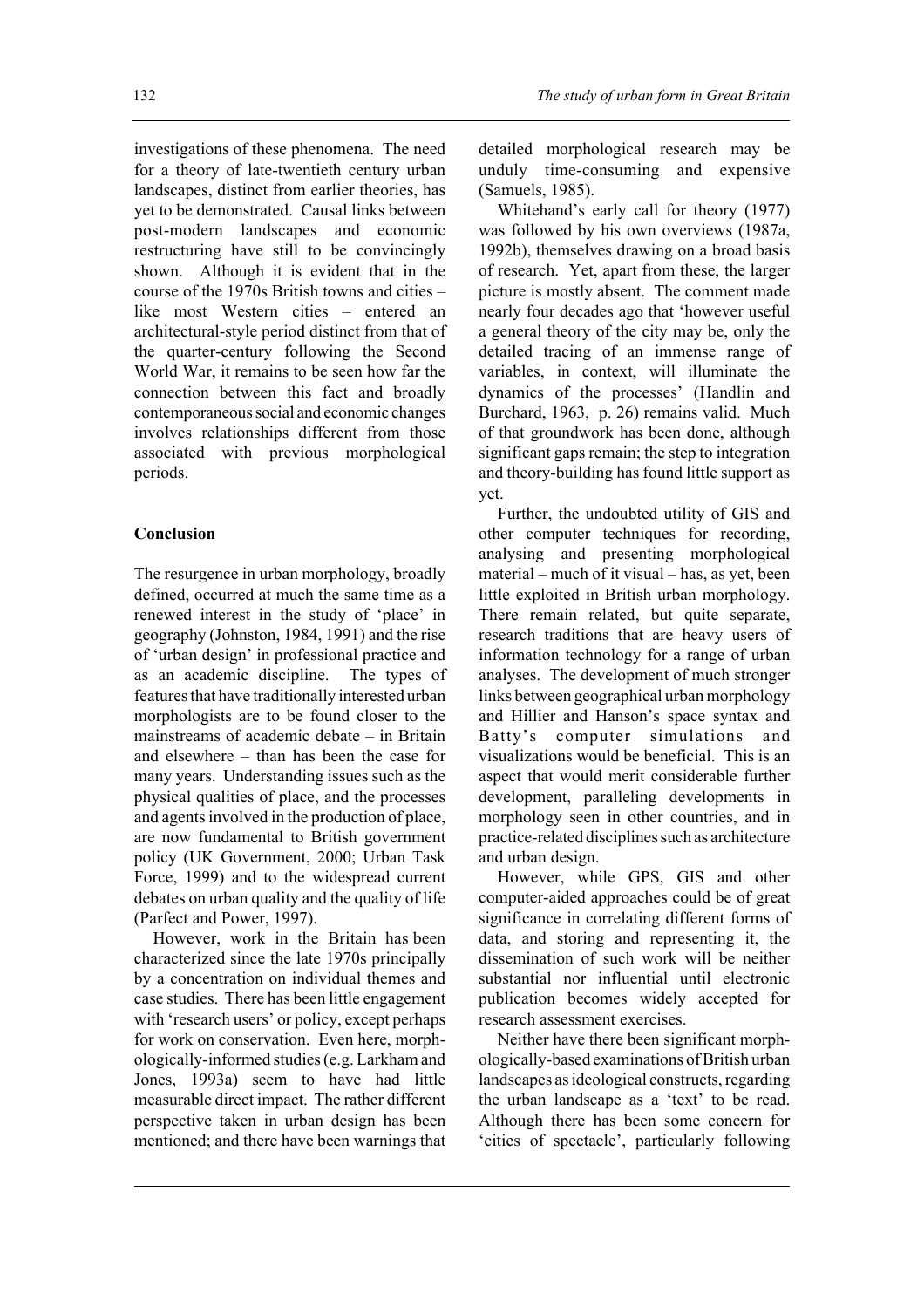investigations of these phenomena. The need for a theory of late-twentieth century urban landscapes, distinct from earlier theories, has yet to be demonstrated. Causal links between post-modern landscapes and economic restructuring have still to be convincingly shown. Although it is evident that in the course of the 1970s British towns and cities – like most Western cities – entered an architectural-style period distinct from that of the quarter-century following the Second World War, it remains to be seen how far the connection between this fact and broadly contemporaneous social and economic changes involves relationships different from those associated with previous morphological periods.

## Conclusion

The resurgence in urban morphology, broadly defined, occurred at much the same time as a renewed interest in the study of 'place' in geography (Johnston, 1984, 1991) and the rise of 'urban design' in professional practice and as an academic discipline. The types of features that have traditionally interested urban morphologists are to be found closer to the mainstreams of academic debate – in Britain and elsewhere – than has been the case for many years. Understanding issues such as the physical qualities of place, and the processes and agents involved in the production of place, are now fundamental to British government policy (UK Government, 2000; Urban Task Force, 1999) and to the widespread current debates on urban quality and the quality of life (Parfect and Power, 1997).

However, work in the Britain has been characterized since the late 1970s principally by a concentration on individual themes and case studies. There has been little engagement with 'research users' or policy, except perhaps for work on conservation. Even here, morphologically-informed studies (e.g. Larkham and Jones, 1993a) seem to have had little measurable direct impact. The rather different perspective taken in urban design has been mentioned; and there have been warnings that detailed morphological research may be unduly time-consuming and expensive (Samuels, 1985).

Whitehand's early call for theory (1977) was followed by his own overviews (1987a, 1992b), themselves drawing on a broad basis of research. Yet, apart from these, the larger picture is mostly absent. The comment made nearly four decades ago that 'however useful a general theory of the city may be, only the detailed tracing of an immense range of variables, in context, will illuminate the dynamics of the processes' (Handlin and Burchard, 1963, p. 26) remains valid. Much of that groundwork has been done, although significant gaps remain; the step to integration and theory-building has found little support as yet.

Further, the undoubted utility of GIS and other computer techniques for recording, analysing and presenting morphological material – much of it visual – has, as yet, been little exploited in British urban morphology. There remain related, but quite separate, research traditions that are heavy users of information technology for a range of urban analyses. The development of much stronger links between geographical urban morphology and Hillier and Hanson's space syntax and Batty's computer simulations and visualizations would be beneficial. This is an aspect that would merit considerable further development, paralleling developments in morphology seen in other countries, and in practice-related disciplines such as architecture and urban design.

However, while GPS, GIS and other computer-aided approaches could be of great significance in correlating different forms of data, and storing and representing it, the dissemination of such work will be neither substantial nor influential until electronic publication becomes widely accepted for research assessment exercises.

Neither have there been significant morphologically-based examinations of British urban landscapes as ideological constructs, regarding the urban landscape as a 'text' to be read. Although there has been some concern for 'cities of spectacle', particularly following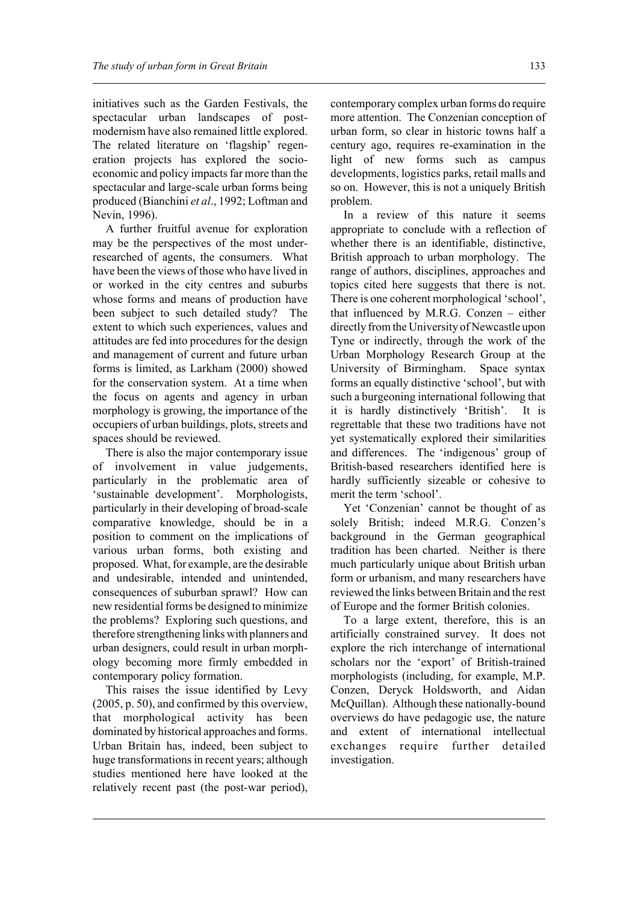initiatives such as the Garden Festivals, the spectacular urban landscapes of post-modernism have also remained little explored. The related literature on 'flagship' regeneration projects has explored the socio-economic and policy impacts far more than the spectacular and large-scale urban forms being produced (Bianchini *et al*., 1992; Loftman and Nevin, 1996).

A further fruitful avenue for exploration may be the perspectives of the most under-researched of agents, the consumers. What have been the views of those who have lived in or worked in the city centres and suburbs whose forms and means of production have been subject to such detailed study? The extent to which such experiences, values and attitudes are fed into procedures for the design and management of current and future urban forms is limited, as Larkham (2000) showed for the conservation system. At a time when the focus on agents and agency in urban morphology is growing, the importance of the occupiers of urban buildings, plots, streets and spaces should be reviewed.

There is also the major contemporary issue of involvement in value judgements, particularly in the problematic area of 'sustainable development'. Morphologists, particularly in their developing of broad-scale comparative knowledge, should be in a position to comment on the implications of various urban forms, both existing and proposed. What, for example, are the desirable and undesirable, intended and unintended, consequences of suburban sprawl? How can new residential forms be designed to minimize the problems? Exploring such questions, and therefore strengthening links with planners and urban designers, could result in urban morphology becoming more firmly embedded in contemporary policy formation.

This raises the issue identified by Levy (2005, p. 50), and confirmed by this overview, that morphological activity has been dominated by historical approaches and forms. Urban Britain has, indeed, been subject to huge transformations in recent years; although studies mentioned here have looked at the relatively recent past (the post-war period), contemporary complex urban forms do require more attention. The Conzenian conception of urban form, so clear in historic towns half a century ago, requires re-examination in the light of new forms such as campus developments, logistics parks, retail malls and so on. However, this is not a uniquely British problem.

In a review of this nature it seems appropriate to conclude with a reflection of whether there is an identifiable, distinctive, British approach to urban morphology. The range of authors, disciplines, approaches and topics cited here suggests that there is not. There is one coherent morphological 'school', that influenced by M.R.G. Conzen – either directly from the University of Newcastle upon Tyne or indirectly, through the work of the Urban Morphology Research Group at the University of Birmingham. Space syntax forms an equally distinctive 'school', but with such a burgeoning international following that it is hardly distinctively 'British'. It is regrettable that these two traditions have not yet systematically explored their similarities and differences. The 'indigenous' group of British-based researchers identified here is hardly sufficiently sizeable or cohesive to merit the term 'school'.

Yet 'Conzenian' cannot be thought of as solely British; indeed M.R.G. Conzen's background in the German geographical tradition has been charted. Neither is there much particularly unique about British urban form or urbanism, and many researchers have reviewed the links between Britain and the rest of Europe and the former British colonies.

To a large extent, therefore, this is an artificially constrained survey. It does not explore the rich interchange of international scholars nor the 'export' of British-trained morphologists (including, for example, M.P. Conzen, Deryck Holdsworth, and Aidan McQuillan). Although these nationally-bound overviews do have pedagogic use, the nature and extent of international intellectual exchanges require further detailed investigation.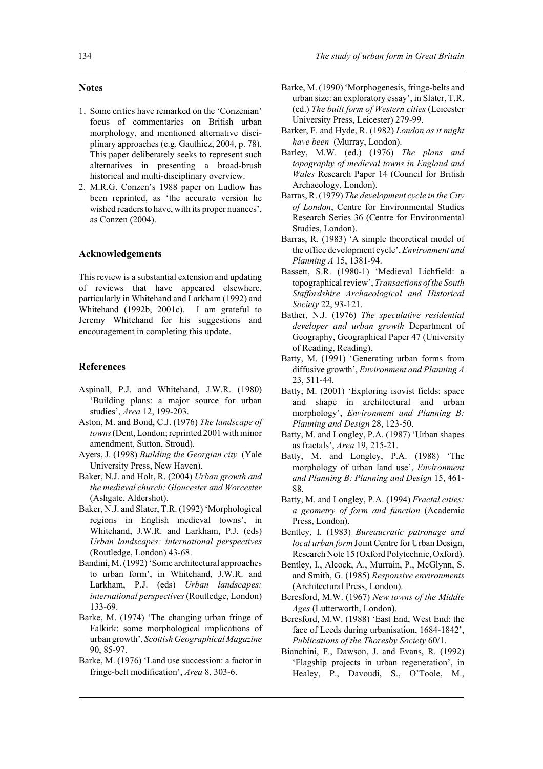## Notes

1. Some critics have remarked on the 'Conzenian' focus of commentaries on British urban morphology, and mentioned alternative disciplinary approaches (e.g. Gauthiez, 2004, p. 78). This paper deliberately seeks to represent such alternatives in presenting a broad-brush historical and multi-disciplinary overview.
2. M.R.G. Conzen's 1988 paper on Ludlow has been reprinted, as 'the accurate version he wished readers to have, with its proper nuances', as Conzen (2004).

## Acknowledgements

This review is a substantial extension and updating of reviews that have appeared elsewhere, particularly in Whitehand and Larkham (1992) and Whitehand (1992b, 2001c). I am grateful to Jeremy Whitehand for his suggestions and encouragement in completing this update.

## References

Aspinall, P.J. and Whitehand, J.W.R. (1980) 'Building plans: a major source for urban studies', *Area* 12, 199-203.

Aston, M. and Bond, C.J. (1976) *The landscape of towns* (Dent, London; reprinted 2001 with minor amendment, Sutton, Stroud).

Ayers, J. (1998) *Building the Georgian city* (Yale University Press, New Haven).

Baker, N.J. and Holt, R. (2004) *Urban growth and the medieval church: Gloucester and Worcester* (Ashgate, Aldershot).

Baker, N.J. and Slater, T.R. (1992) 'Morphological regions in English medieval towns', in Whitehand, J.W.R. and Larkham, P.J. (eds) *Urban landscapes: international perspectives* (Routledge, London) 43-68.

Bandini, M. (1992) 'Some architectural approaches to urban form', in Whitehand, J.W.R. and Larkham, P.J. (eds) *Urban landscapes: international perspectives* (Routledge, London) 133-69.

Barke, M. (1974) 'The changing urban fringe of Falkirk: some morphological implications of urban growth', *Scottish Geographical Magazine* 90, 85-97.

Barke, M. (1976) 'Land use succession: a factor in fringe-belt modification', *Area* 8, 303-6.

Barke, M. (1990) 'Morphogenesis, fringe-belts and urban size: an exploratory essay', in Slater, T.R. (ed.) *The built form of Western cities* (Leicester University Press, Leicester) 279-99.

Barker, F. and Hyde, R. (1982) *London as it might have been* (Murray, London).

Barley, M.W. (ed.) (1976) *The plans and topography of medieval towns in England and Wales* Research Paper 14 (Council for British Archaeology, London).

Barras, R. (1979) *The development cycle in the City of London*, Centre for Environmental Studies Research Series 36 (Centre for Environmental Studies, London).

Barras, R. (1983) 'A simple theoretical model of the office development cycle', *Environment and Planning A* 15, 1381-94.

Bassett, S.R. (1980-1) 'Medieval Lichfield: a topographical review', *Transactions of the South Staffordshire Archaeological and Historical Society* 22, 93-121.

Bather, N.J. (1976) *The speculative residential developer and urban growth* Department of Geography, Geographical Paper 47 (University of Reading, Reading).

Batty, M. (1991) 'Generating urban forms from diffusive growth', *Environment and Planning A* 23, 511-44.

Batty, M. (2001) 'Exploring isovist fields: space and shape in architectural and urban morphology', *Environment and Planning B: Planning and Design* 28, 123-50.

Batty, M. and Longley, P.A. (1987) 'Urban shapes as fractals', *Area* 19, 215-21.

Batty, M. and Longley, P.A. (1988) 'The morphology of urban land use', *Environment and Planning B: Planning and Design* 15, 461-88.

Batty, M. and Longley, P.A. (1994) *Fractal cities: a geometry of form and function* (Academic Press, London).

Bentley, I. (1983) *Bureaucratic patronage and local urban form* Joint Centre for Urban Design, Research Note 15 (Oxford Polytechnic, Oxford).

Bentley, I., Alcock, A., Murrain, P., McGlynn, S. and Smith, G. (1985) *Responsive environments* (Architectural Press, London).

Beresford, M.W. (1967) *New towns of the Middle Ages* (Lutterworth, London).

Beresford, M.W. (1988) 'East End, West End: the face of Leeds during urbanisation, 1684-1842', *Publications of the Thoresby Society* 60/1.

Bianchini, F., Dawson, J. and Evans, R. (1992) 'Flagship projects in urban regeneration', in Healey, P., Davoudi, S., O'Toole, M.,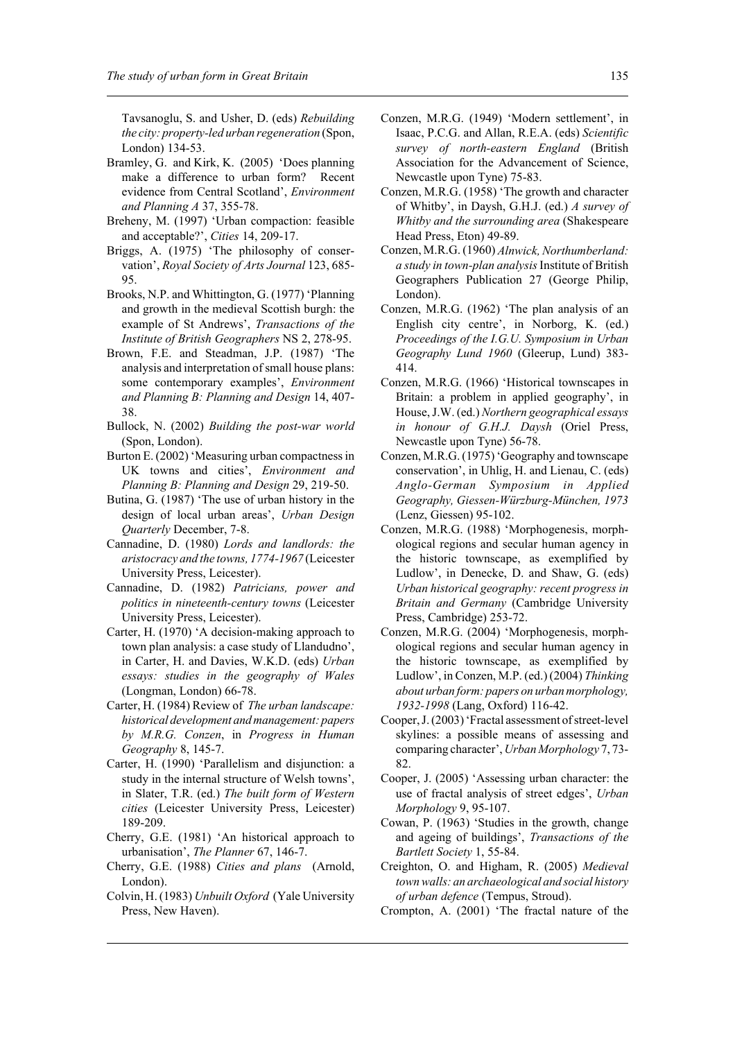Tavsanoglu, S. and Usher, D. (eds) *Rebuilding the city: property-led urban regeneration* (Spon, London) 134-53.

Bramley, G. and Kirk, K. (2005) 'Does planning make a difference to urban form? Recent evidence from Central Scotland', *Environment and Planning A* 37, 355-78.

Breheny, M. (1997) 'Urban compaction: feasible and acceptable?', *Cities* 14, 209-17.

Briggs, A. (1975) 'The philosophy of conservation', *Royal Society of Arts Journal* 123, 685-95.

Brooks, N.P. and Whittington, G. (1977) 'Planning and growth in the medieval Scottish burgh: the example of St Andrews', *Transactions of the Institute of British Geographers* NS 2, 278-95.

Brown, F.E. and Steadman, J.P. (1987) 'The analysis and interpretation of small house plans: some contemporary examples', *Environment and Planning B: Planning and Design* 14, 407-38.

Bullock, N. (2002) *Building the post-war world* (Spon, London).

Burton E. (2002) 'Measuring urban compactness in UK towns and cities', *Environment and Planning B: Planning and Design* 29, 219-50.

Butina, G. (1987) 'The use of urban history in the design of local urban areas', *Urban Design Quarterly* December, 7-8.

Cannadine, D. (1980) *Lords and landlords: the aristocracy and the towns, 1774-1967* (Leicester University Press, Leicester).

Cannadine, D. (1982) *Patricians, power and politics in nineteenth-century towns* (Leicester University Press, Leicester).

Carter, H. (1970) 'A decision-making approach to town plan analysis: a case study of Llandudno', in Carter, H. and Davies, W.K.D. (eds) *Urban essays: studies in the geography of Wales* (Longman, London) 66-78.

Carter, H. (1984) Review of *The urban landscape: historical development and management: papers by M.R.G. Conzen*, in *Progress in Human Geography* 8, 145-7.

Carter, H. (1990) 'Parallelism and disjunction: a study in the internal structure of Welsh towns', in Slater, T.R. (ed.) *The built form of Western cities* (Leicester University Press, Leicester) 189-209.

Cherry, G.E. (1981) 'An historical approach to urbanisation', *The Planner* 67, 146-7.

Cherry, G.E. (1988) *Cities and plans* (Arnold, London).

Colvin, H. (1983) *Unbuilt Oxford* (Yale University Press, New Haven).

Conzen, M.R.G. (1949) 'Modern settlement', in Isaac, P.C.G. and Allan, R.E.A. (eds) *Scientific survey of north-eastern England* (British Association for the Advancement of Science, Newcastle upon Tyne) 75-83.

Conzen, M.R.G. (1958) 'The growth and character of Whitby', in Daysh, G.H.J. (ed.) *A survey of Whitby and the surrounding area* (Shakespeare Head Press, Eton) 49-89.

Conzen, M.R.G. (1960) *Alnwick, Northumberland: a study in town-plan analysis* Institute of British Geographers Publication 27 (George Philip, London).

Conzen, M.R.G. (1962) 'The plan analysis of an English city centre', in Norborg, K. (ed.) *Proceedings of the I.G.U. Symposium in Urban Geography Lund 1960* (Gleerup, Lund) 383-414.

Conzen, M.R.G. (1966) 'Historical townscapes in Britain: a problem in applied geography', in House, J.W. (ed.) *Northern geographical essays in honour of G.H.J. Daysh* (Oriel Press, Newcastle upon Tyne) 56-78.

Conzen, M.R.G. (1975) 'Geography and townscape conservation', in Uhlig, H. and Lienau, C. (eds) *Anglo-German Symposium in Applied Geography, Giessen-Würzburg-München, 1973* (Lenz, Giessen) 95-102.

Conzen, M.R.G. (1988) 'Morphogenesis, morphological regions and secular human agency in the historic townscape, as exemplified by Ludlow', in Denecke, D. and Shaw, G. (eds) *Urban historical geography: recent progress in Britain and Germany* (Cambridge University Press, Cambridge) 253-72.

Conzen, M.R.G. (2004) 'Morphogenesis, morphological regions and secular human agency in the historic townscape, as exemplified by Ludlow', in Conzen, M.P. (ed.) (2004) *Thinking about urban form: papers on urban morphology, 1932-1998* (Lang, Oxford) 116-42.

Cooper, J. (2003) 'Fractal assessment of street-level skylines: a possible means of assessing and comparing character', *Urban Morphology* 7, 73-82.

Cooper, J. (2005) 'Assessing urban character: the use of fractal analysis of street edges', *Urban Morphology* 9, 95-107.

Cowan, P. (1963) 'Studies in the growth, change and ageing of buildings', *Transactions of the Bartlett Society* 1, 55-84.

Creighton, O. and Higham, R. (2005) *Medieval town walls: an archaeological and social history of urban defence* (Tempus, Stroud).

Crompton, A. (2001) 'The fractal nature of the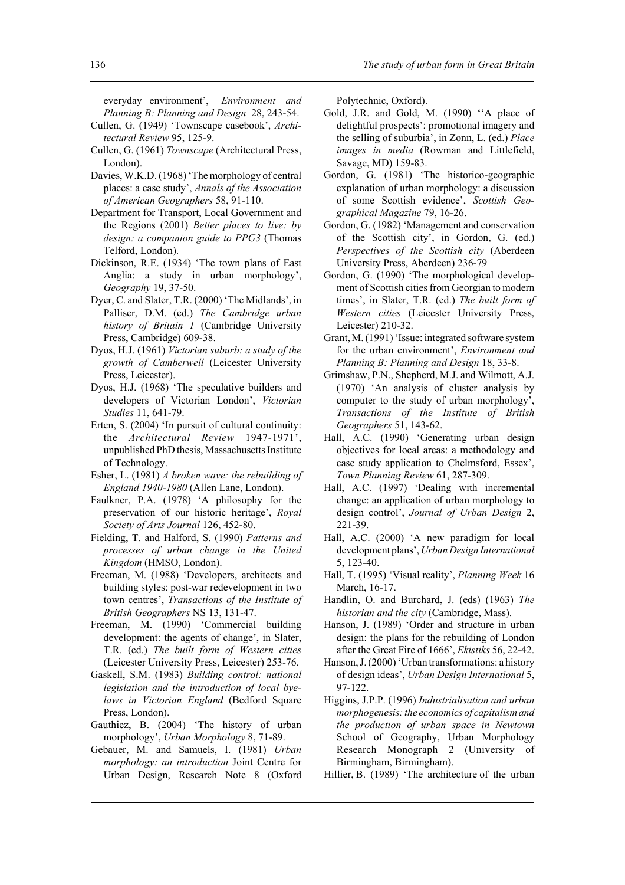everyday environment', *Environment and Planning B: Planning and Design* 28, 243-54.

Cullen, G. (1949) 'Townscape casebook', *Architectural Review* 95, 125-9.

Cullen, G. (1961) *Townscape* (Architectural Press, London).

Davies, W.K.D. (1968) 'The morphology of central places: a case study', *Annals of the Association of American Geographers* 58, 91-110.

Department for Transport, Local Government and the Regions (2001) *Better places to live: by design: a companion guide to PPG3* (Thomas Telford, London).

Dickinson, R.E. (1934) 'The town plans of East Anglia: a study in urban morphology', *Geography* 19, 37-50.

Dyer, C. and Slater, T.R. (2000) 'The Midlands', in Palliser, D.M. (ed.) *The Cambridge urban history of Britain 1* (Cambridge University Press, Cambridge) 609-38.

Dyos, H.J. (1961) *Victorian suburb: a study of the growth of Camberwell* (Leicester University Press, Leicester).

Dyos, H.J. (1968) 'The speculative builders and developers of Victorian London', *Victorian Studies* 11, 641-79.

Erten, S. (2004) 'In pursuit of cultural continuity: the *Architectural Review* 1947-1971', unpublished PhD thesis, Massachusetts Institute of Technology.

Esher, L. (1981) *A broken wave: the rebuilding of England 1940-1980* (Allen Lane, London).

Faulkner, P.A. (1978) 'A philosophy for the preservation of our historic heritage', *Royal Society of Arts Journal* 126, 452-80.

Fielding, T. and Halford, S. (1990) *Patterns and processes of urban change in the United Kingdom* (HMSO, London).

Freeman, M. (1988) 'Developers, architects and building styles: post-war redevelopment in two town centres', *Transactions of the Institute of British Geographers* NS 13, 131-47.

Freeman, M. (1990) 'Commercial building development: the agents of change', in Slater, T.R. (ed.) *The built form of Western cities* (Leicester University Press, Leicester) 253-76.

Gaskell, S.M. (1983) *Building control: national legislation and the introduction of local bye-laws in Victorian England* (Bedford Square Press, London).

Gauthiez, B. (2004) 'The history of urban morphology', *Urban Morphology* 8, 71-89.

Gebauer, M. and Samuels, I. (1981) *Urban morphology: an introduction* Joint Centre for Urban Design, Research Note 8 (Oxford Polytechnic, Oxford).

Gold, J.R. and Gold, M. (1990) ''A place of delightful prospects': promotional imagery and the selling of suburbia', in Zonn, L. (ed.) *Place images in media* (Rowman and Littlefield, Savage, MD) 159-83.

Gordon, G. (1981) 'The historico-geographic explanation of urban morphology: a discussion of some Scottish evidence', *Scottish Geographical Magazine* 79, 16-26.

Gordon, G. (1982) 'Management and conservation of the Scottish city', in Gordon, G. (ed.) *Perspectives of the Scottish city* (Aberdeen University Press, Aberdeen) 236-79

Gordon, G. (1990) 'The morphological development of Scottish cities from Georgian to modern times', in Slater, T.R. (ed.) *The built form of Western cities* (Leicester University Press, Leicester) 210-32.

Grant, M. (1991) 'Issue: integrated software system for the urban environment', *Environment and Planning B: Planning and Design* 18, 33-8.

Grimshaw, P.N., Shepherd, M.J. and Wilmott, A.J. (1970) 'An analysis of cluster analysis by computer to the study of urban morphology', *Transactions of the Institute of British Geographers* 51, 143-62.

Hall, A.C. (1990) 'Generating urban design objectives for local areas: a methodology and case study application to Chelmsford, Essex', *Town Planning Review* 61, 287-309.

Hall, A.C. (1997) 'Dealing with incremental change: an application of urban morphology to design control', *Journal of Urban Design* 2, 221-39.

Hall, A.C. (2000) 'A new paradigm for local development plans', *Urban Design International* 5, 123-40.

Hall, T. (1995) 'Visual reality', *Planning Week* 16 March, 16-17.

Handlin, O. and Burchard, J. (eds) (1963) *The historian and the city* (Cambridge, Mass).

Hanson, J. (1989) 'Order and structure in urban design: the plans for the rebuilding of London after the Great Fire of 1666', *Ekistiks* 56, 22-42.

Hanson, J. (2000) 'Urban transformations: a history of design ideas', *Urban Design International* 5, 97-122.

Higgins, J.P.P. (1996) *Industrialisation and urban morphogenesis: the economics of capitalism and the production of urban space in Newtown* School of Geography, Urban Morphology Research Monograph 2 (University of Birmingham, Birmingham).

Hillier, B. (1989) 'The architecture of the urban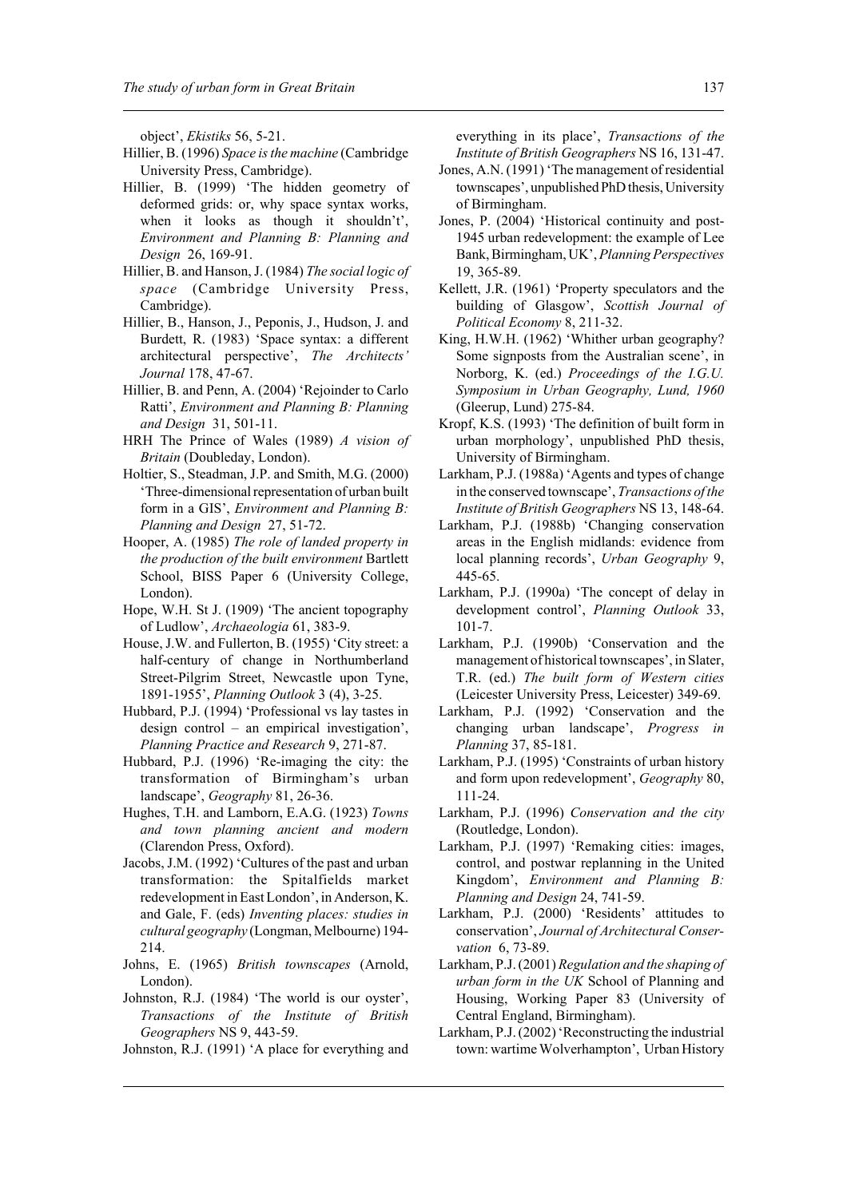object', *Ekistiks* 56, 5-21.

Hillier, B. (1996) *Space is the machine* (Cambridge University Press, Cambridge).

Hillier, B. (1999) 'The hidden geometry of deformed grids: or, why space syntax works, when it looks as though it shouldn't', *Environment and Planning B: Planning and Design* 26, 169-91.

Hillier, B. and Hanson, J. (1984) *The social logic of space* (Cambridge University Press, Cambridge).

Hillier, B., Hanson, J., Peponis, J., Hudson, J. and Burdett, R. (1983) 'Space syntax: a different architectural perspective', *The Architects' Journal* 178, 47-67.

Hillier, B. and Penn, A. (2004) 'Rejoinder to Carlo Ratti', *Environment and Planning B: Planning and Design* 31, 501-11.

HRH The Prince of Wales (1989) *A vision of Britain* (Doubleday, London).

Holtier, S., Steadman, J.P. and Smith, M.G. (2000) 'Three-dimensional representation of urban built form in a GIS', *Environment and Planning B: Planning and Design* 27, 51-72.

Hooper, A. (1985) *The role of landed property in the production of the built environment* Bartlett School, BISS Paper 6 (University College, London).

Hope, W.H. St J. (1909) 'The ancient topography of Ludlow', *Archaeologia* 61, 383-9.

House, J.W. and Fullerton, B. (1955) 'City street: a half-century of change in Northumberland Street-Pilgrim Street, Newcastle upon Tyne, 1891-1955', *Planning Outlook* 3 (4), 3-25.

Hubbard, P.J. (1994) 'Professional vs lay tastes in design control – an empirical investigation', *Planning Practice and Research* 9, 271-87.

Hubbard, P.J. (1996) 'Re-imaging the city: the transformation of Birmingham's urban landscape', *Geography* 81, 26-36.

Hughes, T.H. and Lamborn, E.A.G. (1923) *Towns and town planning ancient and modern* (Clarendon Press, Oxford).

Jacobs, J.M. (1992) 'Cultures of the past and urban transformation: the Spitalfields market redevelopment in East London', in Anderson, K. and Gale, F. (eds) *Inventing places: studies in cultural geography* (Longman, Melbourne) 194-214.

Johns, E. (1965) *British townscapes* (Arnold, London).

Johnston, R.J. (1984) 'The world is our oyster', *Transactions of the Institute of British Geographers* NS 9, 443-59.

Johnston, R.J. (1991) 'A place for everything and everything in its place', *Transactions of the Institute of British Geographers* NS 16, 131-47.

Jones, A.N. (1991) 'The management of residential townscapes', unpublished PhD thesis, University of Birmingham.

Jones, P. (2004) 'Historical continuity and post-1945 urban redevelopment: the example of Lee Bank, Birmingham, UK', *Planning Perspectives* 19, 365-89.

Kellett, J.R. (1961) 'Property speculators and the building of Glasgow', *Scottish Journal of Political Economy* 8, 211-32.

King, H.W.H. (1962) 'Whither urban geography? Some signposts from the Australian scene', in Norborg, K. (ed.) *Proceedings of the I.G.U. Symposium in Urban Geography, Lund, 1960* (Gleerup, Lund) 275-84.

Kropf, K.S. (1993) 'The definition of built form in urban morphology', unpublished PhD thesis, University of Birmingham.

Larkham, P.J. (1988a) 'Agents and types of change in the conserved townscape', *Transactions of the Institute of British Geographers* NS 13, 148-64.

Larkham, P.J. (1988b) 'Changing conservation areas in the English midlands: evidence from local planning records', *Urban Geography* 9, 445-65.

Larkham, P.J. (1990a) 'The concept of delay in development control', *Planning Outlook* 33, 101-7.

Larkham, P.J. (1990b) 'Conservation and the management of historical townscapes', in Slater, T.R. (ed.) *The built form of Western cities* (Leicester University Press, Leicester) 349-69.

Larkham, P.J. (1992) 'Conservation and the changing urban landscape', *Progress in Planning* 37, 85-181.

Larkham, P.J. (1995) 'Constraints of urban history and form upon redevelopment', *Geography* 80, 111-24.

Larkham, P.J. (1996) *Conservation and the city* (Routledge, London).

Larkham, P.J. (1997) 'Remaking cities: images, control, and postwar replanning in the United Kingdom', *Environment and Planning B: Planning and Design* 24, 741-59.

Larkham, P.J. (2000) 'Residents' attitudes to conservation', *Journal of Architectural Conservation* 6, 73-89.

Larkham, P.J. (2001) *Regulation and the shaping of urban form in the UK* School of Planning and Housing, Working Paper 83 (University of Central England, Birmingham).

Larkham, P.J. (2002) 'Reconstructing the industrial town: wartime Wolverhampton', Urban History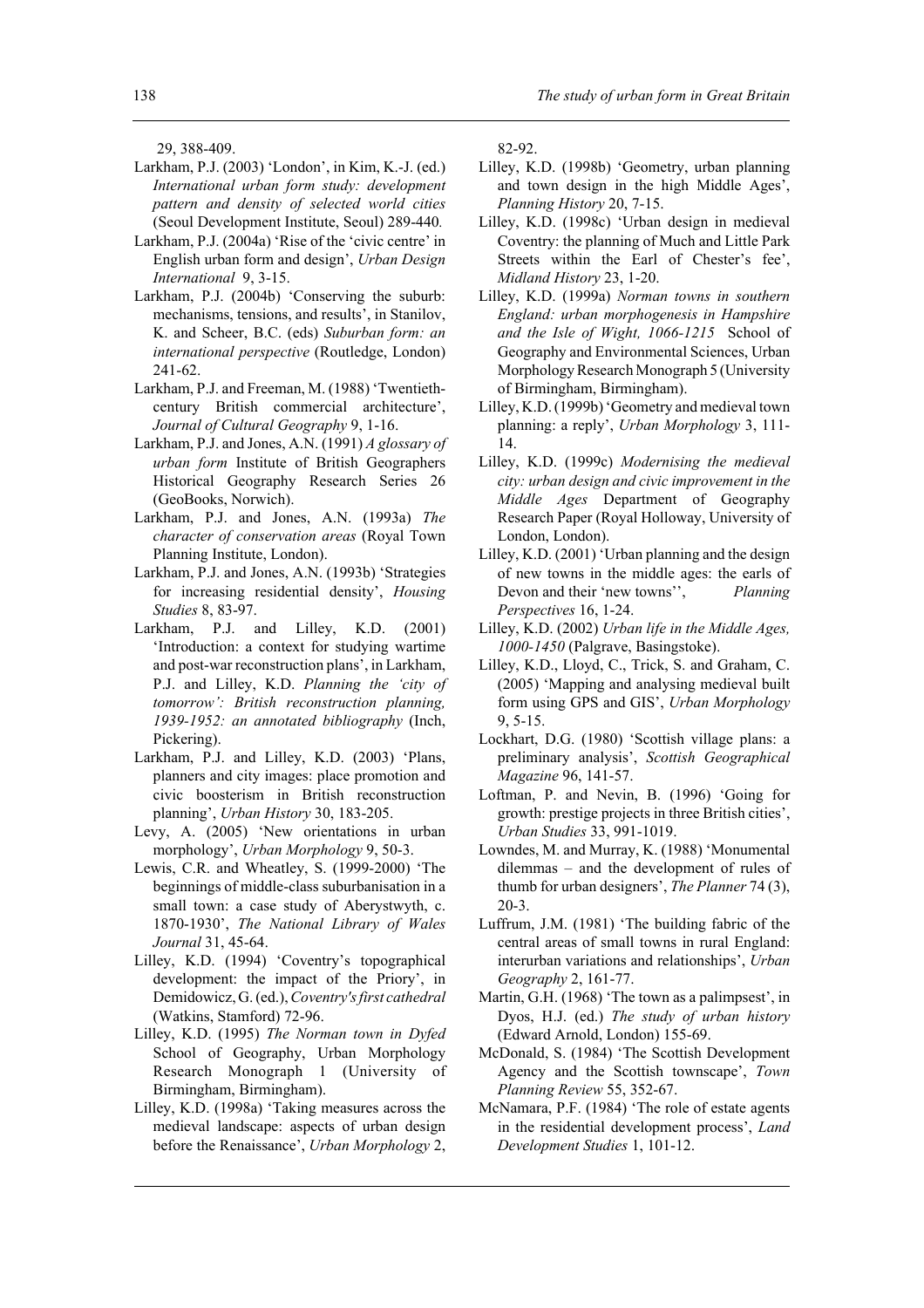29, 388-409.

Larkham, P.J. (2003) 'London', in Kim, K.-J. (ed.) *International urban form study: development pattern and density of selected world cities* (Seoul Development Institute, Seoul) 289-440.

Larkham, P.J. (2004a) 'Rise of the 'civic centre' in English urban form and design', *Urban Design International* 9, 3-15.

Larkham, P.J. (2004b) 'Conserving the suburb: mechanisms, tensions, and results', in Stanilov, K. and Scheer, B.C. (eds) *Suburban form: an international perspective* (Routledge, London) 241-62.

Larkham, P.J. and Freeman, M. (1988) 'Twentieth-century British commercial architecture', *Journal of Cultural Geography* 9, 1-16.

Larkham, P.J. and Jones, A.N. (1991) *A glossary of urban form* Institute of British Geographers Historical Geography Research Series 26 (GeoBooks, Norwich).

Larkham, P.J. and Jones, A.N. (1993a) *The character of conservation areas* (Royal Town Planning Institute, London).

Larkham, P.J. and Jones, A.N. (1993b) 'Strategies for increasing residential density', *Housing Studies* 8, 83-97.

Larkham, P.J. and Lilley, K.D. (2001) 'Introduction: a context for studying wartime and post-war reconstruction plans', in Larkham, P.J. and Lilley, K.D. *Planning the 'city of tomorrow': British reconstruction planning, 1939-1952: an annotated bibliography* (Inch, Pickering).

Larkham, P.J. and Lilley, K.D. (2003) 'Plans, planners and city images: place promotion and civic boosterism in British reconstruction planning', *Urban History* 30, 183-205.

Levy, A. (2005) 'New orientations in urban morphology', *Urban Morphology* 9, 50-3.

Lewis, C.R. and Wheatley, S. (1999-2000) 'The beginnings of middle-class suburbanisation in a small town: a case study of Aberystwyth, c. 1870-1930', *The National Library of Wales Journal* 31, 45-64.

Lilley, K.D. (1994) 'Coventry's topographical development: the impact of the Priory', in Demidowicz, G. (ed.), *Coventry's first cathedral* (Watkins, Stamford) 72-96.

Lilley, K.D. (1995) *The Norman town in Dyfed* School of Geography, Urban Morphology Research Monograph 1 (University of Birmingham, Birmingham).

Lilley, K.D. (1998a) 'Taking measures across the medieval landscape: aspects of urban design before the Renaissance', *Urban Morphology* 2, 82-92.

Lilley, K.D. (1998b) 'Geometry, urban planning and town design in the high Middle Ages', *Planning History* 20, 7-15.

Lilley, K.D. (1998c) 'Urban design in medieval Coventry: the planning of Much and Little Park Streets within the Earl of Chester's fee', *Midland History* 23, 1-20.

Lilley, K.D. (1999a) *Norman towns in southern England: urban morphogenesis in Hampshire and the Isle of Wight, 1066-1215* School of Geography and Environmental Sciences, Urban Morphology Research Monograph 5 (University of Birmingham, Birmingham).

Lilley, K.D. (1999b) 'Geometry and medieval town planning: a reply', *Urban Morphology* 3, 111-14.

Lilley, K.D. (1999c) *Modernising the medieval city: urban design and civic improvement in the Middle Ages* Department of Geography Research Paper (Royal Holloway, University of London, London).

Lilley, K.D. (2001) 'Urban planning and the design of new towns in the middle ages: the earls of Devon and their 'new towns'', *Planning Perspectives* 16, 1-24.

Lilley, K.D. (2002) *Urban life in the Middle Ages, 1000-1450* (Palgrave, Basingstoke).

Lilley, K.D., Lloyd, C., Trick, S. and Graham, C. (2005) 'Mapping and analysing medieval built form using GPS and GIS', *Urban Morphology* 9, 5-15.

Lockhart, D.G. (1980) 'Scottish village plans: a preliminary analysis', *Scottish Geographical Magazine* 96, 141-57.

Loftman, P. and Nevin, B. (1996) 'Going for growth: prestige projects in three British cities', *Urban Studies* 33, 991-1019.

Lowndes, M. and Murray, K. (1988) 'Monumental dilemmas – and the development of rules of thumb for urban designers', *The Planner* 74 (3), 20-3.

Luffrum, J.M. (1981) 'The building fabric of the central areas of small towns in rural England: interurban variations and relationships', *Urban Geography* 2, 161-77.

Martin, G.H. (1968) 'The town as a palimpsest', in Dyos, H.J. (ed.) *The study of urban history* (Edward Arnold, London) 155-69.

McDonald, S. (1984) 'The Scottish Development Agency and the Scottish townscape', *Town Planning Review* 55, 352-67.

McNamara, P.F. (1984) 'The role of estate agents in the residential development process', *Land Development Studies* 1, 101-12.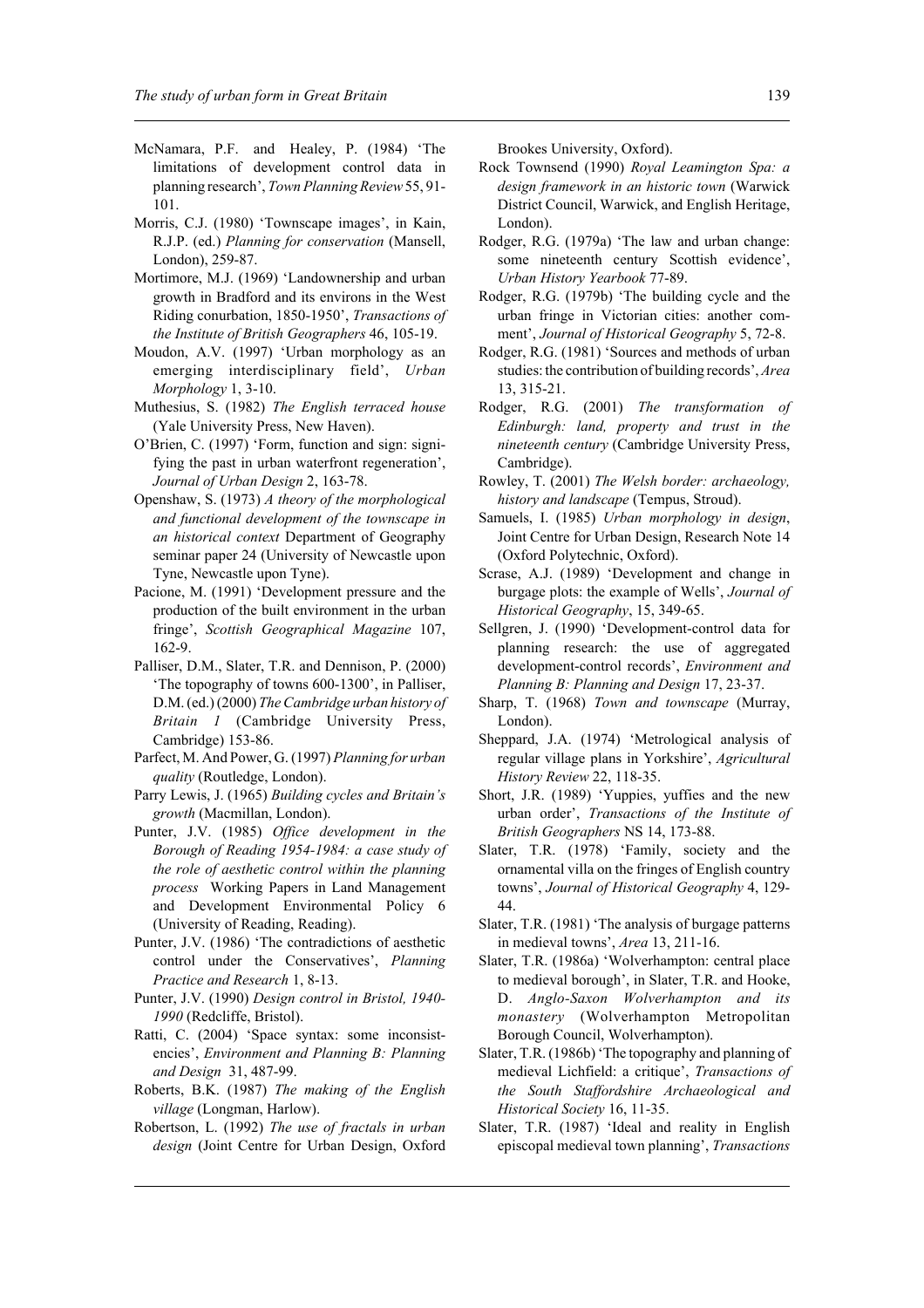McNamara, P.F. and Healey, P. (1984) 'The limitations of development control data in planning research', *Town Planning Review* 55, 91-101.

Morris, C.J. (1980) 'Townscape images', in Kain, R.J.P. (ed.) *Planning for conservation* (Mansell, London), 259-87.

Mortimore, M.J. (1969) 'Landownership and urban growth in Bradford and its environs in the West Riding conurbation, 1850-1950', *Transactions of the Institute of British Geographers* 46, 105-19.

Moudon, A.V. (1997) 'Urban morphology as an emerging interdisciplinary field', *Urban Morphology* 1, 3-10.

Muthesius, S. (1982) *The English terraced house* (Yale University Press, New Haven).

O'Brien, C. (1997) 'Form, function and sign: signifying the past in urban waterfront regeneration', *Journal of Urban Design* 2, 163-78.

Openshaw, S. (1973) *A theory of the morphological and functional development of the townscape in an historical context* Department of Geography seminar paper 24 (University of Newcastle upon Tyne, Newcastle upon Tyne).

Pacione, M. (1991) 'Development pressure and the production of the built environment in the urban fringe', *Scottish Geographical Magazine* 107, 162-9.

Palliser, D.M., Slater, T.R. and Dennison, P. (2000) 'The topography of towns 600-1300', in Palliser, D.M. (ed.) (2000) *The Cambridge urban history of Britain 1* (Cambridge University Press, Cambridge) 153-86.

Parfect, M. And Power, G. (1997) *Planning for urban quality* (Routledge, London).

Parry Lewis, J. (1965) *Building cycles and Britain's growth* (Macmillan, London).

Punter, J.V. (1985) *Office development in the Borough of Reading 1954-1984: a case study of the role of aesthetic control within the planning process* Working Papers in Land Management and Development Environmental Policy 6 (University of Reading, Reading).

Punter, J.V. (1986) 'The contradictions of aesthetic control under the Conservatives', *Planning Practice and Research* 1, 8-13.

Punter, J.V. (1990) *Design control in Bristol, 1940-1990* (Redcliffe, Bristol).

Ratti, C. (2004) 'Space syntax: some inconsistencies', *Environment and Planning B: Planning and Design* 31, 487-99.

Roberts, B.K. (1987) *The making of the English village* (Longman, Harlow).

Robertson, L. (1992) *The use of fractals in urban design* (Joint Centre for Urban Design, Oxford Brookes University, Oxford).

Rock Townsend (1990) *Royal Leamington Spa: a design framework in an historic town* (Warwick District Council, Warwick, and English Heritage, London).

Rodger, R.G. (1979a) 'The law and urban change: some nineteenth century Scottish evidence', *Urban History Yearbook* 77-89.

Rodger, R.G. (1979b) 'The building cycle and the urban fringe in Victorian cities: another comment', *Journal of Historical Geography* 5, 72-8.

Rodger, R.G. (1981) 'Sources and methods of urban studies: the contribution of building records', *Area* 13, 315-21.

Rodger, R.G. (2001) *The transformation of Edinburgh: land, property and trust in the nineteenth century* (Cambridge University Press, Cambridge).

Rowley, T. (2001) *The Welsh border: archaeology, history and landscape* (Tempus, Stroud).

Samuels, I. (1985) *Urban morphology in design*, Joint Centre for Urban Design, Research Note 14 (Oxford Polytechnic, Oxford).

Scrase, A.J. (1989) 'Development and change in burgage plots: the example of Wells', *Journal of Historical Geography*, 15, 349-65.

Sellgren, J. (1990) 'Development-control data for planning research: the use of aggregated development-control records', *Environment and Planning B: Planning and Design* 17, 23-37.

Sharp, T. (1968) *Town and townscape* (Murray, London).

Sheppard, J.A. (1974) 'Metrological analysis of regular village plans in Yorkshire', *Agricultural History Review* 22, 118-35.

Short, J.R. (1989) 'Yuppies, yuffies and the new urban order', *Transactions of the Institute of British Geographers* NS 14, 173-88.

Slater, T.R. (1978) 'Family, society and the ornamental villa on the fringes of English country towns', *Journal of Historical Geography* 4, 129-44.

Slater, T.R. (1981) 'The analysis of burgage patterns in medieval towns', *Area* 13, 211-16.

Slater, T.R. (1986a) 'Wolverhampton: central place to medieval borough', in Slater, T.R. and Hooke, D. *Anglo-Saxon Wolverhampton and its monastery* (Wolverhampton Metropolitan Borough Council, Wolverhampton).

Slater, T.R. (1986b) 'The topography and planning of medieval Lichfield: a critique', *Transactions of the South Staffordshire Archaeological and Historical Society* 16, 11-35.

Slater, T.R. (1987) 'Ideal and reality in English episcopal medieval town planning', *Transactions*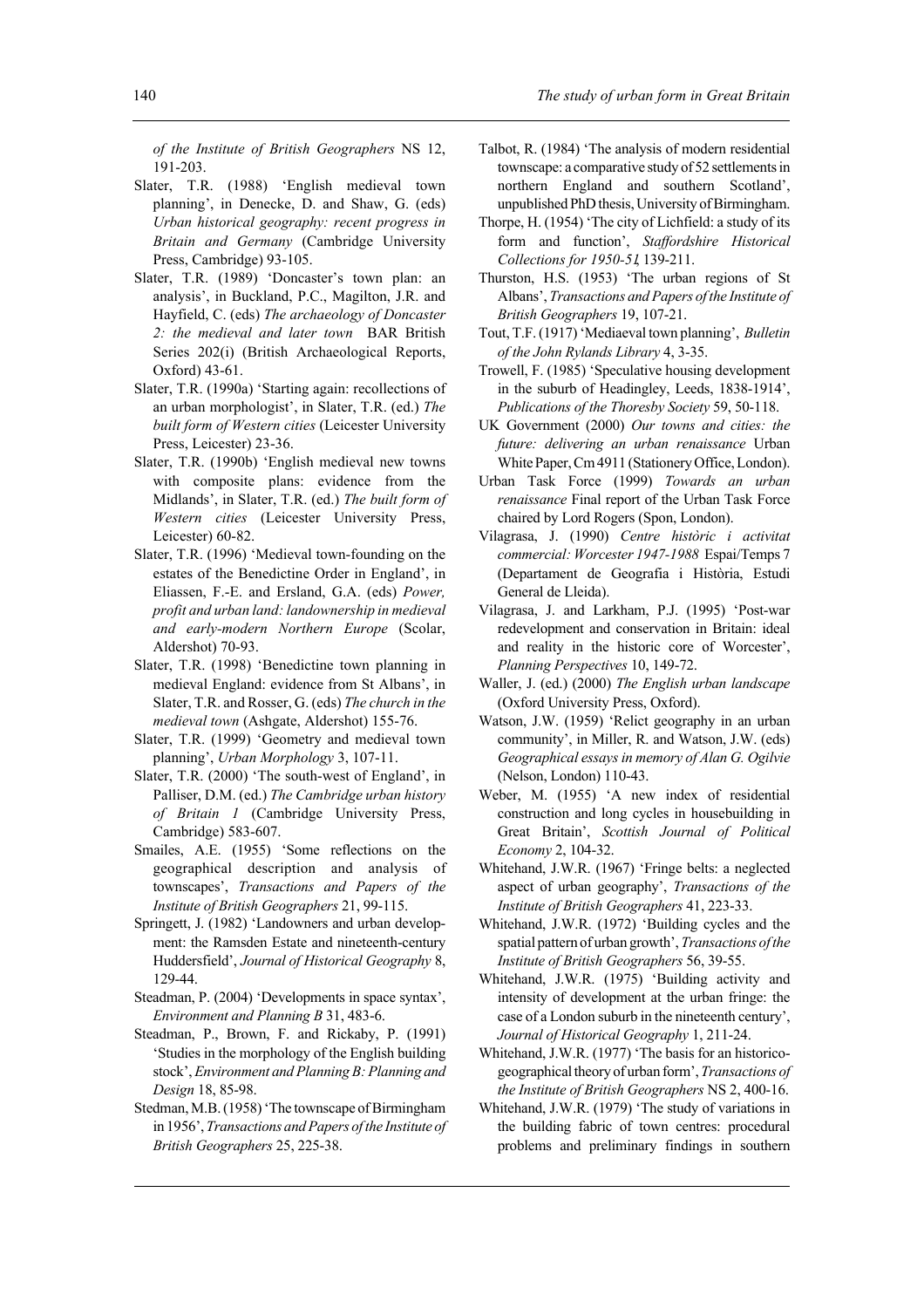*of the Institute of British Geographers* NS 12, 191-203.

Slater, T.R. (1988) 'English medieval town planning', in Denecke, D. and Shaw, G. (eds) *Urban historical geography: recent progress in Britain and Germany* (Cambridge University Press, Cambridge) 93-105.

Slater, T.R. (1989) 'Doncaster's town plan: an analysis', in Buckland, P.C., Magilton, J.R. and Hayfield, C. (eds) *The archaeology of Doncaster 2: the medieval and later town* BAR British Series 202(i) (British Archaeological Reports, Oxford) 43-61.

Slater, T.R. (1990a) 'Starting again: recollections of an urban morphologist', in Slater, T.R. (ed.) *The built form of Western cities* (Leicester University Press, Leicester) 23-36.

Slater, T.R. (1990b) 'English medieval new towns with composite plans: evidence from the Midlands', in Slater, T.R. (ed.) *The built form of Western cities* (Leicester University Press, Leicester) 60-82.

Slater, T.R. (1996) 'Medieval town-founding on the estates of the Benedictine Order in England', in Eliassen, F.-E. and Ersland, G.A. (eds) *Power, profit and urban land: landownership in medieval and early-modern Northern Europe* (Scolar, Aldershot) 70-93.

Slater, T.R. (1998) 'Benedictine town planning in medieval England: evidence from St Albans', in Slater, T.R. and Rosser, G. (eds) *The church in the medieval town* (Ashgate, Aldershot) 155-76.

Slater, T.R. (1999) 'Geometry and medieval town planning', *Urban Morphology* 3, 107-11.

Slater, T.R. (2000) 'The south-west of England', in Palliser, D.M. (ed.) *The Cambridge urban history of Britain 1* (Cambridge University Press, Cambridge) 583-607.

Smailes, A.E. (1955) 'Some reflections on the geographical description and analysis of townscapes', *Transactions and Papers of the Institute of British Geographers* 21, 99-115.

Springett, J. (1982) 'Landowners and urban development: the Ramsden Estate and nineteenth-century Huddersfield', *Journal of Historical Geography* 8, 129-44.

Steadman, P. (2004) 'Developments in space syntax', *Environment and Planning B* 31, 483-6.

Steadman, P., Brown, F. and Rickaby, P. (1991) 'Studies in the morphology of the English building stock', *Environment and Planning B: Planning and Design* 18, 85-98.

Stedman, M.B. (1958) 'The townscape of Birmingham in 1956', *Transactions and Papers of the Institute of British Geographers* 25, 225-38.

Talbot, R. (1984) 'The analysis of modern residential townscape: a comparative study of 52 settlements in northern England and southern Scotland', unpublished PhD thesis, University of Birmingham.

Thorpe, H. (1954) 'The city of Lichfield: a study of its form and function', *Staffordshire Historical Collections for 1950-51*, 139-211.

Thurston, H.S. (1953) 'The urban regions of St Albans', *Transactions and Papers of the Institute of British Geographers* 19, 107-21.

Tout, T.F. (1917) 'Mediaeval town planning', *Bulletin of the John Rylands Library* 4, 3-35.

Trowell, F. (1985) 'Speculative housing development in the suburb of Headingley, Leeds, 1838-1914', *Publications of the Thoresby Society* 59, 50-118.

UK Government (2000) *Our towns and cities: the future: delivering an urban renaissance* Urban White Paper, Cm 4911 (Stationery Office, London).

Urban Task Force (1999) *Towards an urban renaissance* Final report of the Urban Task Force chaired by Lord Rogers (Spon, London).

Vilagrasa, J. (1990) *Centre històric i activitat commercial: Worcester 1947-1988* Espai/Temps 7 (Departament de Geografia i Història, Estudi General de Lleida).

Vilagrasa, J. and Larkham, P.J. (1995) 'Post-war redevelopment and conservation in Britain: ideal and reality in the historic core of Worcester', *Planning Perspectives* 10, 149-72.

Waller, J. (ed.) (2000) *The English urban landscape* (Oxford University Press, Oxford).

Watson, J.W. (1959) 'Relict geography in an urban community', in Miller, R. and Watson, J.W. (eds) *Geographical essays in memory of Alan G. Ogilvie* (Nelson, London) 110-43.

Weber, M. (1955) 'A new index of residential construction and long cycles in housebuilding in Great Britain', *Scottish Journal of Political Economy* 2, 104-32.

Whitehand, J.W.R. (1967) 'Fringe belts: a neglected aspect of urban geography', *Transactions of the Institute of British Geographers* 41, 223-33.

Whitehand, J.W.R. (1972) 'Building cycles and the spatial pattern of urban growth', *Transactions of the Institute of British Geographers* 56, 39-55.

Whitehand, J.W.R. (1975) 'Building activity and intensity of development at the urban fringe: the case of a London suburb in the nineteenth century', *Journal of Historical Geography* 1, 211-24.

Whitehand, J.W.R. (1977) 'The basis for an historico-geographical theory of urban form', *Transactions of the Institute of British Geographers* NS 2, 400-16.

Whitehand, J.W.R. (1979) 'The study of variations in the building fabric of town centres: procedural problems and preliminary findings in southern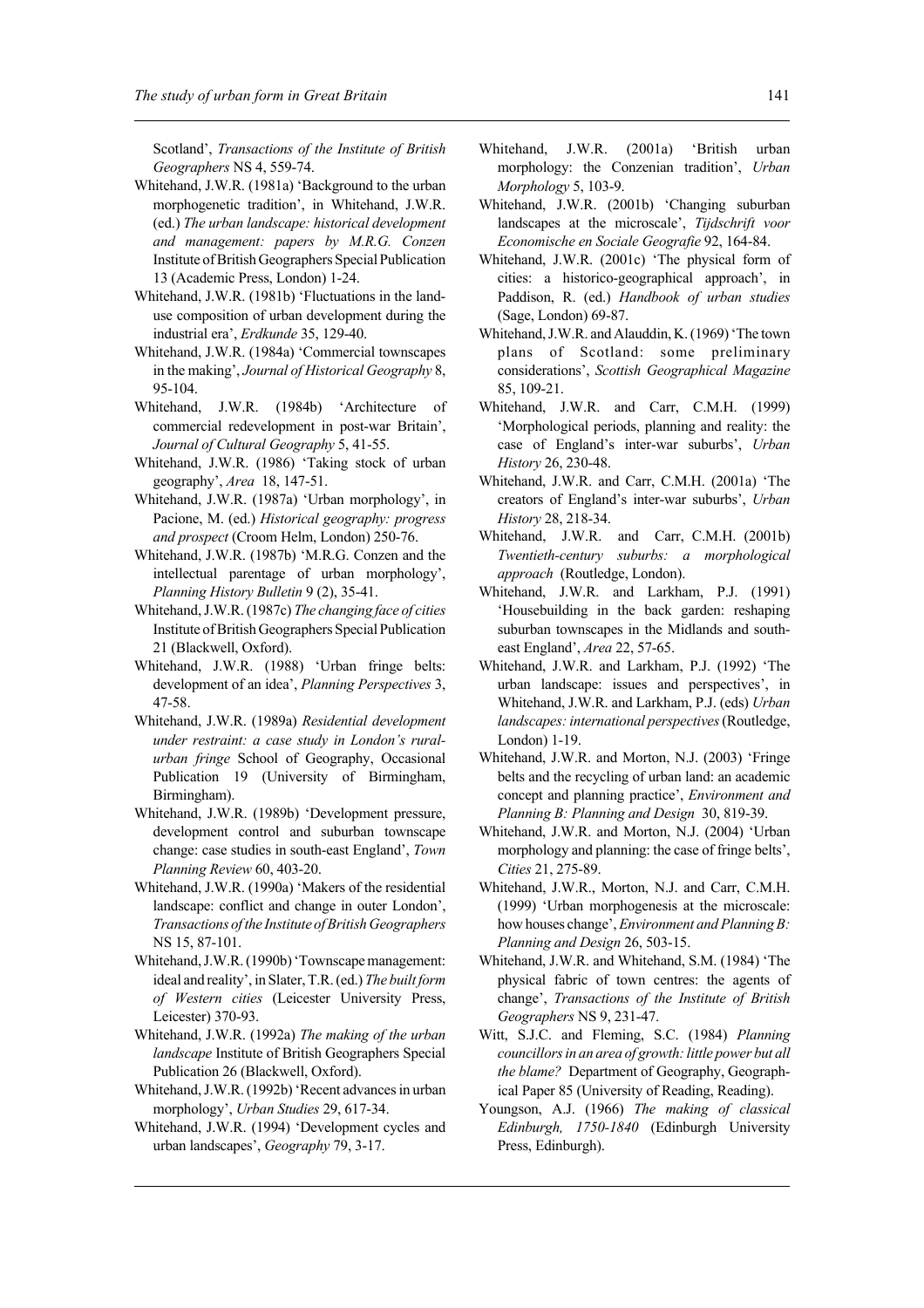Scotland', *Transactions of the Institute of British Geographers* NS 4, 559-74.

Whitehand, J.W.R. (1981a) 'Background to the urban morphogenetic tradition', in Whitehand, J.W.R. (ed.) *The urban landscape: historical development and management: papers by M.R.G. Conzen* Institute of British Geographers Special Publication 13 (Academic Press, London) 1-24.

Whitehand, J.W.R. (1981b) 'Fluctuations in the land-use composition of urban development during the industrial era', *Erdkunde* 35, 129-40.

Whitehand, J.W.R. (1984a) 'Commercial townscapes in the making', *Journal of Historical Geography* 8, 95-104.

Whitehand, J.W.R. (1984b) 'Architecture of commercial redevelopment in post-war Britain', *Journal of Cultural Geography* 5, 41-55.

Whitehand, J.W.R. (1986) 'Taking stock of urban geography', *Area* 18, 147-51.

Whitehand, J.W.R. (1987a) 'Urban morphology', in Pacione, M. (ed.) *Historical geography: progress and prospect* (Croom Helm, London) 250-76.

Whitehand, J.W.R. (1987b) 'M.R.G. Conzen and the intellectual parentage of urban morphology', *Planning History Bulletin* 9 (2), 35-41.

Whitehand, J.W.R. (1987c) *The changing face of cities* Institute of British Geographers Special Publication 21 (Blackwell, Oxford).

Whitehand, J.W.R. (1988) 'Urban fringe belts: development of an idea', *Planning Perspectives* 3, 47-58.

Whitehand, J.W.R. (1989a) *Residential development under restraint: a case study in London's rural-urban fringe* School of Geography, Occasional Publication 19 (University of Birmingham, Birmingham).

Whitehand, J.W.R. (1989b) 'Development pressure, development control and suburban townscape change: case studies in south-east England', *Town Planning Review* 60, 403-20.

Whitehand, J.W.R. (1990a) 'Makers of the residential landscape: conflict and change in outer London', *Transactions of the Institute of British Geographers* NS 15, 87-101.

Whitehand, J.W.R. (1990b) 'Townscape management: ideal and reality', in Slater, T.R. (ed.) *The built form of Western cities* (Leicester University Press, Leicester) 370-93.

Whitehand, J.W.R. (1992a) *The making of the urban landscape* Institute of British Geographers Special Publication 26 (Blackwell, Oxford).

Whitehand, J.W.R. (1992b) 'Recent advances in urban morphology', *Urban Studies* 29, 617-34.

Whitehand, J.W.R. (1994) 'Development cycles and urban landscapes', *Geography* 79, 3-17.

Whitehand, J.W.R. (2001a) 'British urban morphology: the Conzenian tradition', *Urban Morphology* 5, 103-9.

Whitehand, J.W.R. (2001b) 'Changing suburban landscapes at the microscale', *Tijdschrift voor Economische en Sociale Geografie* 92, 164-84.

Whitehand, J.W.R. (2001c) 'The physical form of cities: a historico-geographical approach', in Paddison, R. (ed.) *Handbook of urban studies* (Sage, London) 69-87.

Whitehand, J.W.R. and Alauddin, K. (1969) 'The town plans of Scotland: some preliminary considerations', *Scottish Geographical Magazine* 85, 109-21.

Whitehand, J.W.R. and Carr, C.M.H. (1999) 'Morphological periods, planning and reality: the case of England's inter-war suburbs', *Urban History* 26, 230-48.

Whitehand, J.W.R. and Carr, C.M.H. (2001a) 'The creators of England's inter-war suburbs', *Urban History* 28, 218-34.

Whitehand, J.W.R. and Carr, C.M.H. (2001b) *Twentieth-century suburbs: a morphological approach* (Routledge, London).

Whitehand, J.W.R. and Larkham, P.J. (1991) 'Housebuilding in the back garden: reshaping suburban townscapes in the Midlands and south-east England', *Area* 22, 57-65.

Whitehand, J.W.R. and Larkham, P.J. (1992) 'The urban landscape: issues and perspectives', in Whitehand, J.W.R. and Larkham, P.J. (eds) *Urban landscapes: international perspectives* (Routledge, London) 1-19.

Whitehand, J.W.R. and Morton, N.J. (2003) 'Fringe belts and the recycling of urban land: an academic concept and planning practice', *Environment and Planning B: Planning and Design* 30, 819-39.

Whitehand, J.W.R. and Morton, N.J. (2004) 'Urban morphology and planning: the case of fringe belts', *Cities* 21, 275-89.

Whitehand, J.W.R., Morton, N.J. and Carr, C.M.H. (1999) 'Urban morphogenesis at the microscale: how houses change', *Environment and Planning B: Planning and Design* 26, 503-15.

Whitehand, J.W.R. and Whitehand, S.M. (1984) 'The physical fabric of town centres: the agents of change', *Transactions of the Institute of British Geographers* NS 9, 231-47.

Witt, S.J.C. and Fleming, S.C. (1984) *Planning councillors in an area of growth: little power but all the blame?* Department of Geography, Geographical Paper 85 (University of Reading, Reading).

Youngson, A.J. (1966) *The making of classical Edinburgh, 1750-1840* (Edinburgh University Press, Edinburgh).